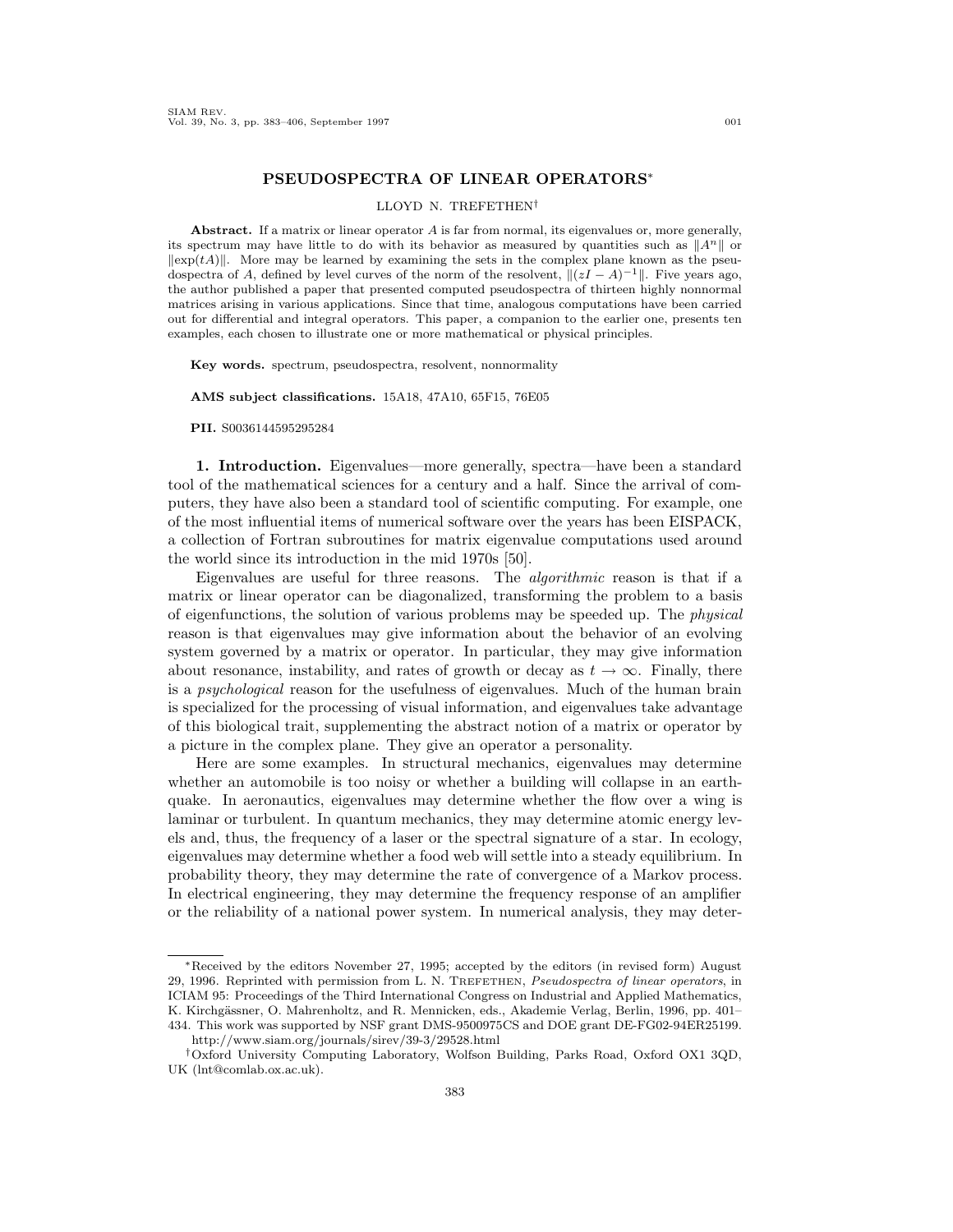# PSEUDOSPECTRA OF LINEAR OPERATORS*

LLOYD N. TREFETHEN†

**Abstract.** If a matrix or linear operator $A$ is far from normal, its eigenvalues or, more generally, its spectrum may have little to do with its behavior as measured by quantities such as $\|A^n\|$ or $\|\exp(tA)\|$. More may be learned by examining the sets in the complex plane known as the pseudospectra of $A$, defined by level curves of the norm of the resolvent, $\|(zI - A)^{-1}\|$. Five years ago, the author published a paper that presented computed pseudospectra of thirteen highly nonnormal matrices arising in various applications. Since that time, analogous computations have been carried out for differential and integral operators. This paper, a companion to the earlier one, presents ten examples, each chosen to illustrate one or more mathematical or physical principles.

**Key words.** spectrum, pseudospectra, resolvent, nonnormality

**AMS subject classifications.** 15A18, 47A10, 65F15, 76E05

**PII.** S0036144595295284

## 1. Introduction.

Eigenvalues—more generally, spectra—have been a standard tool of the mathematical sciences for a century and a half. Since the arrival of computers, they have also been a standard tool of scientific computing. For example, one of the most influential items of numerical software over the years has been EISPACK, a collection of Fortran subroutines for matrix eigenvalue computations used around the world since its introduction in the mid 1970s [50].

Eigenvalues are useful for three reasons. The *algorithmic* reason is that if a matrix or linear operator can be diagonalized, transforming the problem to a basis of eigenfunctions, the solution of various problems may be speeded up. The *physical* reason is that eigenvalues may give information about the behavior of an evolving system governed by a matrix or operator. In particular, they may give information about resonance, instability, and rates of growth or decay as $t \to \infty$. Finally, there is a *psychological* reason for the usefulness of eigenvalues. Much of the human brain is specialized for the processing of visual information, and eigenvalues take advantage of this biological trait, supplementing the abstract notion of a matrix or operator by a picture in the complex plane. They give an operator a personality.

Here are some examples. In structural mechanics, eigenvalues may determine whether an automobile is too noisy or whether a building will collapse in an earthquake. In aeronautics, eigenvalues may determine whether the flow over a wing is laminar or turbulent. In quantum mechanics, they may determine atomic energy levels and, thus, the frequency of a laser or the spectral signature of a star. In ecology, eigenvalues may determine whether a food web will settle into a steady equilibrium. In probability theory, they may determine the rate of convergence of a Markov process. In electrical engineering, they may determine the frequency response of an amplifier or the reliability of a national power system. In numerical analysis, they may deter-

---

*Received by the editors November 27, 1995; accepted by the editors (in revised form) August 29, 1996. Reprinted with permission from L. N. Trefethen, *Pseudospectra of linear operators*, in ICIAM 95: Proceedings of the Third International Congress on Industrial and Applied Mathematics, K. Kirchgässner, O. Mahrenholtz, and R. Mennicken, eds., Akademie Verlag, Berlin, 1996, pp. 401–434. This work was supported by NSF grant DMS-9500975CS and DOE grant DE-FG02-94ER25199. http://www.siam.org/journals/sirev/39-3/29528.html

†Oxford University Computing Laboratory, Wolfson Building, Parks Road, Oxford OX1 3QD, UK (lnt@comlab.ox.ac.uk).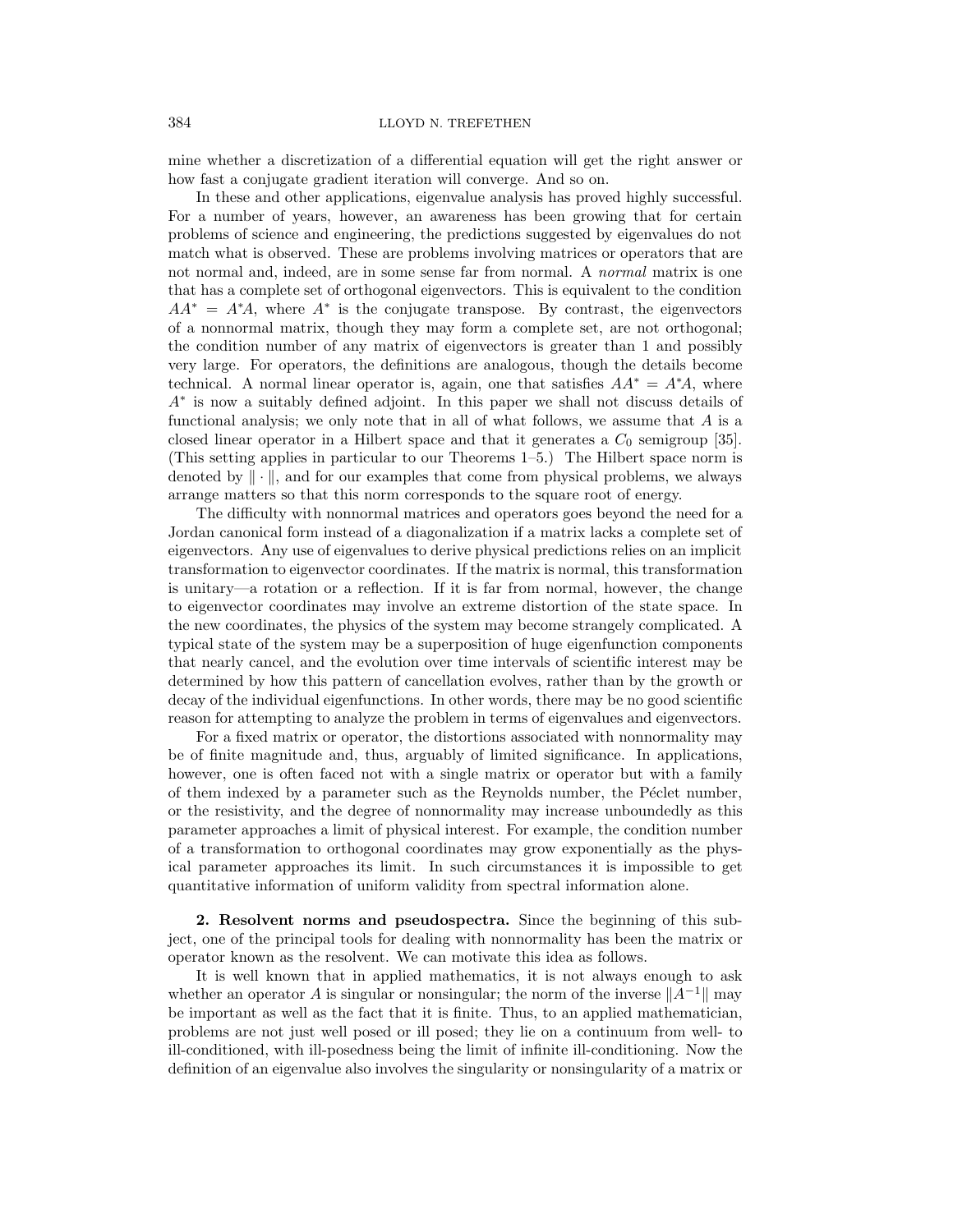mine whether a discretization of a differential equation will get the right answer or how fast a conjugate gradient iteration will converge. And so on.

In these and other applications, eigenvalue analysis has proved highly successful. For a number of years, however, an awareness has been growing that for certain problems of science and engineering, the predictions suggested by eigenvalues do not match what is observed. These are problems involving matrices or operators that are not normal and, indeed, are in some sense far from normal. A *normal* matrix is one that has a complete set of orthogonal eigenvectors. This is equivalent to the condition $AA^* = A^*A$, where $A^*$ is the conjugate transpose. By contrast, the eigenvectors of a nonnormal matrix, though they may form a complete set, are not orthogonal; the condition number of any matrix of eigenvectors is greater than 1 and possibly very large. For operators, the definitions are analogous, though the details become technical. A normal linear operator is, again, one that satisfies $AA^* = A^*A$, where $A^*$ is now a suitably defined adjoint. In this paper we shall not discuss details of functional analysis; we only note that in all of what follows, we assume that $A$ is a closed linear operator in a Hilbert space and that it generates a $C_0$ semigroup [35]. (This setting applies in particular to our Theorems 1–5.) The Hilbert space norm is denoted by $\|\cdot\|$, and for our examples that come from physical problems, we always arrange matters so that this norm corresponds to the square root of energy.

The difficulty with nonnormal matrices and operators goes beyond the need for a Jordan canonical form instead of a diagonalization if a matrix lacks a complete set of eigenvectors. Any use of eigenvalues to derive physical predictions relies on an implicit transformation to eigenvector coordinates. If the matrix is normal, this transformation is unitary—a rotation or a reflection. If it is far from normal, however, the change to eigenvector coordinates may involve an extreme distortion of the state space. In the new coordinates, the physics of the system may become strangely complicated. A typical state of the system may be a superposition of huge eigenfunction components that nearly cancel, and the evolution over time intervals of scientific interest may be determined by how this pattern of cancellation evolves, rather than by the growth or decay of the individual eigenfunctions. In other words, there may be no good scientific reason for attempting to analyze the problem in terms of eigenvalues and eigenvectors.

For a fixed matrix or operator, the distortions associated with nonnormality may be of finite magnitude and, thus, arguably of limited significance. In applications, however, one is often faced not with a single matrix or operator but with a family of them indexed by a parameter such as the Reynolds number, the Péclet number, or the resistivity, and the degree of nonnormality may increase unboundedly as this parameter approaches a limit of physical interest. For example, the condition number of a transformation to orthogonal coordinates may grow exponentially as the physical parameter approaches its limit. In such circumstances it is impossible to get quantitative information of uniform validity from spectral information alone.

## 2. Resolvent norms and pseudospectra.

Since the beginning of this subject, one of the principal tools for dealing with nonnormality has been the matrix or operator known as the resolvent. We can motivate this idea as follows.

It is well known that in applied mathematics, it is not always enough to ask whether an operator $A$ is singular or nonsingular; the norm of the inverse $\|A^{-1}\|$ may be important as well as the fact that it is finite. Thus, to an applied mathematician, problems are not just well posed or ill posed; they lie on a continuum from well- to ill-conditioned, with ill-posedness being the limit of infinite ill-conditioning. Now the definition of an eigenvalue also involves the singularity or nonsingularity of a matrix or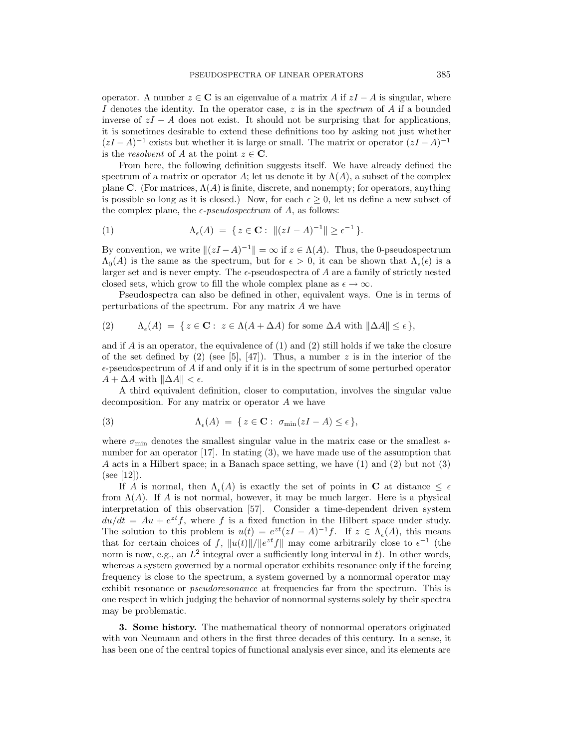operator. A number $z \in \mathbf{C}$ is an eigenvalue of a matrix $A$ if $zI - A$ is singular, where $I$ denotes the identity. In the operator case, $z$ is in the *spectrum* of $A$ if a bounded inverse of $zI - A$ does not exist. It should not be surprising that for applications, it is sometimes desirable to extend these definitions too by asking not just whether $(zI - A)^{-1}$ exists but whether it is large or small. The matrix or operator $(zI - A)^{-1}$ is the *resolvent* of $A$ at the point $z \in \mathbf{C}$.

From here, the following definition suggests itself. We have already defined the spectrum of a matrix or operator $A$; let us denote it by $\Lambda(A)$, a subset of the complex plane $\mathbf{C}$. (For matrices, $\Lambda(A)$ is finite, discrete, and nonempty; for operators, anything is possible so long as it is closed.) Now, for each $\epsilon \geq 0$, let us define a new subset of the complex plane, the *$\epsilon$-pseudospectrum* of $A$, as follows:

$$\Lambda_\epsilon(A) \;=\; \{\, z \in \mathbf{C} : \; \|(zI - A)^{-1}\| \geq \epsilon^{-1} \,\}. \tag{1}$$

By convention, we write $\|(zI - A)^{-1}\| = \infty$ if $z \in \Lambda(A)$. Thus, the 0-pseudospectrum $\Lambda_0(A)$ is the same as the spectrum, but for $\epsilon > 0$, it can be shown that $\Lambda_\epsilon(\epsilon)$ is a larger set and is never empty. The $\epsilon$-pseudospectra of $A$ are a family of strictly nested closed sets, which grow to fill the whole complex plane as $\epsilon \to \infty$.

Pseudospectra can also be defined in other, equivalent ways. One is in terms of perturbations of the spectrum. For any matrix $A$ we have

$$\Lambda_\epsilon(A) \;=\; \{\, z \in \mathbf{C} : \; z \in \Lambda(A + \Delta A) \text{ for some } \Delta A \text{ with } \|\Delta A\| \leq \epsilon \,\}, \tag{2}$$

and if $A$ is an operator, the equivalence of (1) and (2) still holds if we take the closure of the set defined by (2) (see [5], [47]). Thus, a number $z$ is in the interior of the $\epsilon$-pseudospectrum of $A$ if and only if it is in the spectrum of some perturbed operator $A + \Delta A$ with $\|\Delta A\| < \epsilon$.

A third equivalent definition, closer to computation, involves the singular value decomposition. For any matrix or operator $A$ we have

$$\Lambda_\epsilon(A) \;=\; \{\, z \in \mathbf{C} : \; \sigma_{\min}(zI - A) \leq \epsilon \,\}, \tag{3}$$

where $\sigma_{\min}$ denotes the smallest singular value in the matrix case or the smallest $s$-number for an operator [17]. In stating (3), we have made use of the assumption that $A$ acts in a Hilbert space; in a Banach space setting, we have (1) and (2) but not (3) (see [12]).

If $A$ is normal, then $\Lambda_\epsilon(A)$ is exactly the set of points in $\mathbf{C}$ at distance $\leq \epsilon$ from $\Lambda(A)$. If $A$ is not normal, however, it may be much larger. Here is a physical interpretation of this observation [57]. Consider a time-dependent driven system $du/dt = Au + e^{zt}f$, where $f$ is a fixed function in the Hilbert space under study. The solution to this problem is $u(t) = e^{zt}(zI - A)^{-1}f$. If $z \in \Lambda_\epsilon(A)$, this means that for certain choices of $f$, $\|u(t)\|/\|e^{zt}f\|$ may come arbitrarily close to $\epsilon^{-1}$ (the norm is now, e.g., an $L^2$ integral over a sufficiently long interval in $t$). In other words, whereas a system governed by a normal operator exhibits resonance only if the forcing frequency is close to the spectrum, a system governed by a nonnormal operator may exhibit resonance or *pseudoresonance* at frequencies far from the spectrum. This is one respect in which judging the behavior of nonnormal systems solely by their spectra may be problematic.

## 3. Some history.

The mathematical theory of nonnormal operators originated with von Neumann and others in the first three decades of this century. In a sense, it has been one of the central topics of functional analysis ever since, and its elements are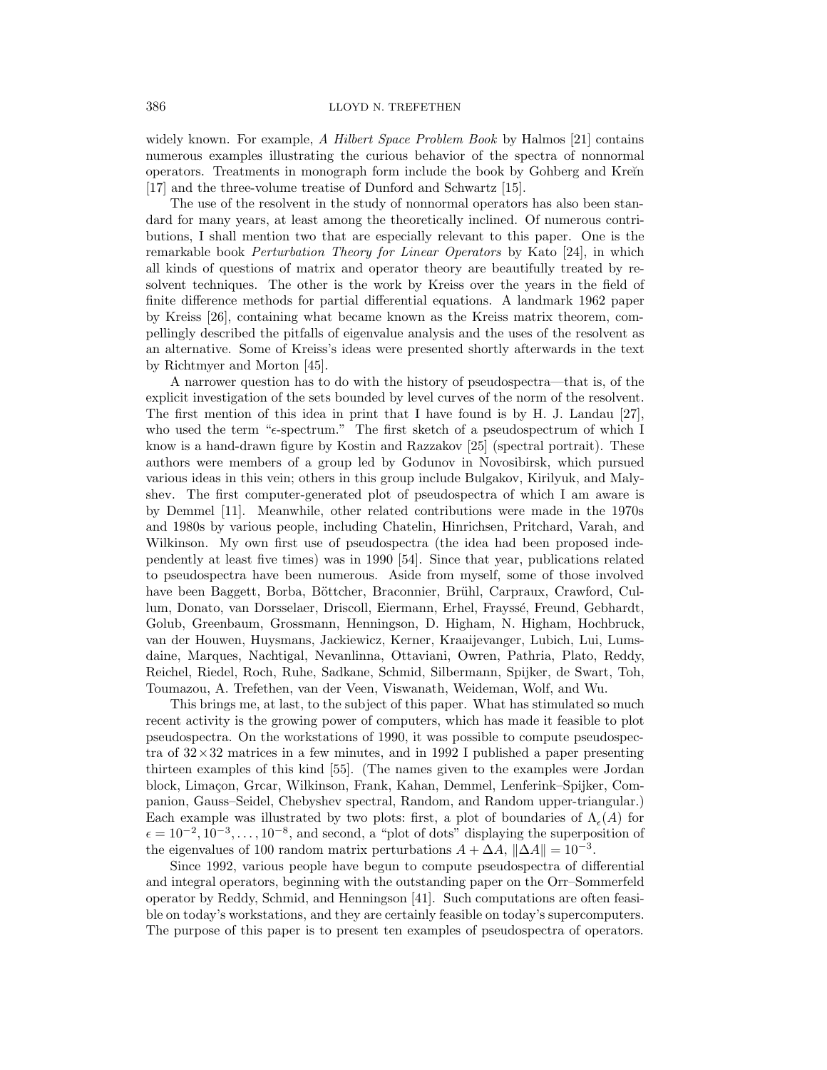widely known. For example, *A Hilbert Space Problem Book* by Halmos [21] contains numerous examples illustrating the curious behavior of the spectra of nonnormal operators. Treatments in monograph form include the book by Gohberg and Kreĭn [17] and the three-volume treatise of Dunford and Schwartz [15].

The use of the resolvent in the study of nonnormal operators has also been standard for many years, at least among the theoretically inclined. Of numerous contributions, I shall mention two that are especially relevant to this paper. One is the remarkable book *Perturbation Theory for Linear Operators* by Kato [24], in which all kinds of questions of matrix and operator theory are beautifully treated by resolvent techniques. The other is the work by Kreiss over the years in the field of finite difference methods for partial differential equations. A landmark 1962 paper by Kreiss [26], containing what became known as the Kreiss matrix theorem, compellingly described the pitfalls of eigenvalue analysis and the uses of the resolvent as an alternative. Some of Kreiss's ideas were presented shortly afterwards in the text by Richtmyer and Morton [45].

A narrower question has to do with the history of pseudospectra—that is, of the explicit investigation of the sets bounded by level curves of the norm of the resolvent. The first mention of this idea in print that I have found is by H. J. Landau [27], who used the term "$\epsilon$-spectrum." The first sketch of a pseudospectrum of which I know is a hand-drawn figure by Kostin and Razzakov [25] (spectral portrait). These authors were members of a group led by Godunov in Novosibirsk, which pursued various ideas in this vein; others in this group include Bulgakov, Kirilyuk, and Malyshev. The first computer-generated plot of pseudospectra of which I am aware is by Demmel [11]. Meanwhile, other related contributions were made in the 1970s and 1980s by various people, including Chatelin, Hinrichsen, Pritchard, Varah, and Wilkinson. My own first use of pseudospectra (the idea had been proposed independently at least five times) was in 1990 [54]. Since that year, publications related to pseudospectra have been numerous. Aside from myself, some of those involved have been Baggett, Borba, Böttcher, Braconnier, Brühl, Carpraux, Crawford, Cullum, Donato, van Dorsselaer, Driscoll, Eiermann, Erhel, Frayssé, Freund, Gebhardt, Golub, Greenbaum, Grossmann, Henningson, D. Higham, N. Higham, Hochbruck, van der Houwen, Huysmans, Jackiewicz, Kerner, Kraaijevanger, Lubich, Lui, Lumsdaine, Marques, Nachtigal, Nevanlinna, Ottaviani, Owren, Pathria, Plato, Reddy, Reichel, Riedel, Roch, Ruhe, Sadkane, Schmid, Silbermann, Spijker, de Swart, Toh, Toumazou, A. Trefethen, van der Veen, Viswanath, Weideman, Wolf, and Wu.

This brings me, at last, to the subject of this paper. What has stimulated so much recent activity is the growing power of computers, which has made it feasible to plot pseudospectra. On the workstations of 1990, it was possible to compute pseudospectra of $32 \times 32$ matrices in a few minutes, and in 1992 I published a paper presenting thirteen examples of this kind [55]. (The names given to the examples were Jordan block, Limaçon, Grcar, Wilkinson, Frank, Kahan, Demmel, Lenferink–Spijker, Companion, Gauss–Seidel, Chebyshev spectral, Random, and Random upper-triangular.) Each example was illustrated by two plots: first, a plot of boundaries of $\Lambda_\epsilon(A)$ for $\epsilon = 10^{-2}, 10^{-3}, \ldots, 10^{-8}$, and second, a "plot of dots" displaying the superposition of the eigenvalues of 100 random matrix perturbations $A + \Delta A$, $\|\Delta A\| = 10^{-3}$.

Since 1992, various people have begun to compute pseudospectra of differential and integral operators, beginning with the outstanding paper on the Orr–Sommerfeld operator by Reddy, Schmid, and Henningson [41]. Such computations are often feasible on today's workstations, and they are certainly feasible on today's supercomputers. The purpose of this paper is to present ten examples of pseudospectra of operators.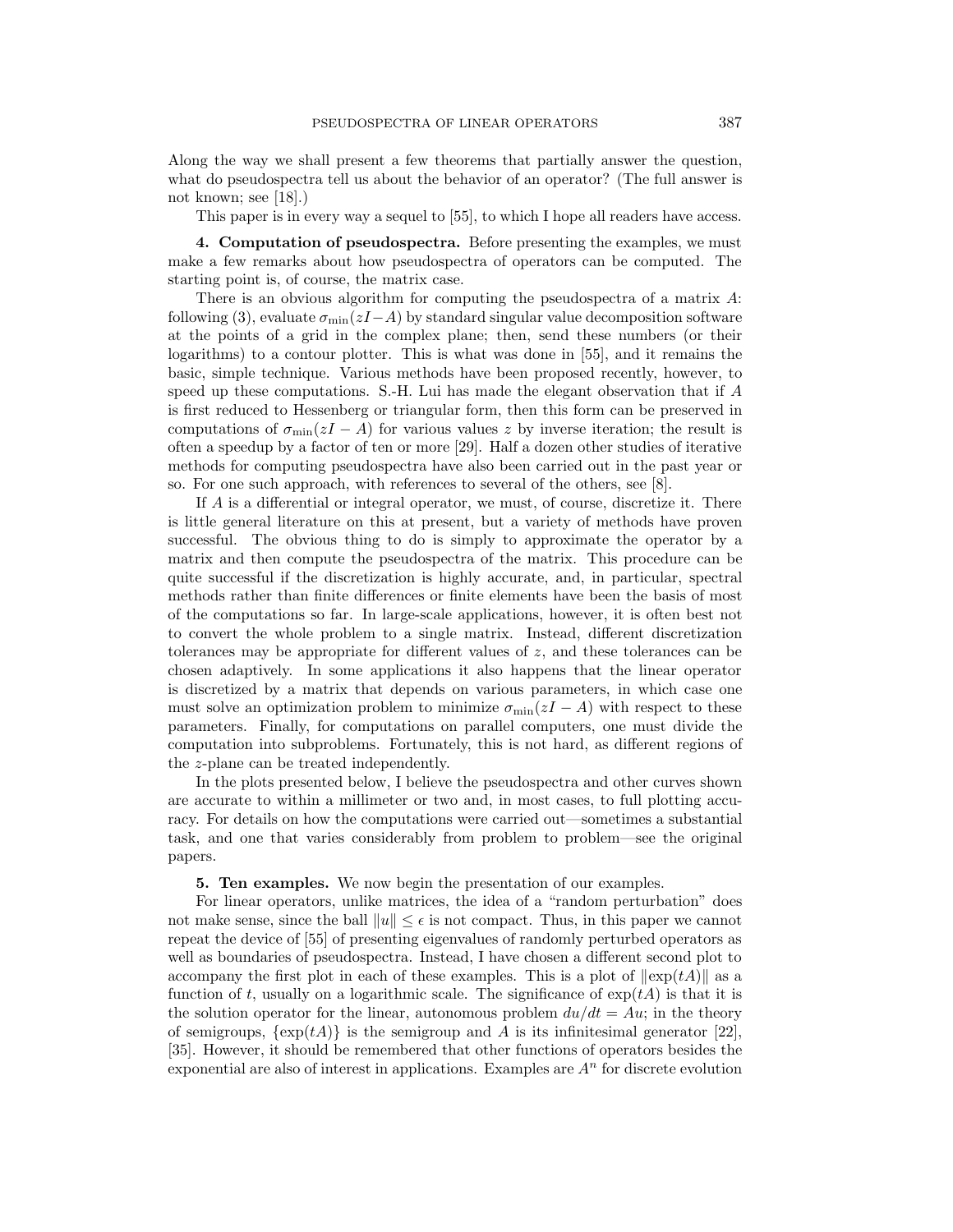Along the way we shall present a few theorems that partially answer the question, what do pseudospectra tell us about the behavior of an operator? (The full answer is not known; see [18].)

This paper is in every way a sequel to [55], to which I hope all readers have access.

**4. Computation of pseudospectra.** Before presenting the examples, we must make a few remarks about how pseudospectra of operators can be computed. The starting point is, of course, the matrix case.

There is an obvious algorithm for computing the pseudospectra of a matrix $A$: following (3), evaluate $\sigma_{\min}(zI-A)$ by standard singular value decomposition software at the points of a grid in the complex plane; then, send these numbers (or their logarithms) to a contour plotter. This is what was done in [55], and it remains the basic, simple technique. Various methods have been proposed recently, however, to speed up these computations. S.-H. Lui has made the elegant observation that if $A$ is first reduced to Hessenberg or triangular form, then this form can be preserved in computations of $\sigma_{\min}(zI-A)$ for various values $z$ by inverse iteration; the result is often a speedup by a factor of ten or more [29]. Half a dozen other studies of iterative methods for computing pseudospectra have also been carried out in the past year or so. For one such approach, with references to several of the others, see [8].

If $A$ is a differential or integral operator, we must, of course, discretize it. There is little general literature on this at present, but a variety of methods have proven successful. The obvious thing to do is simply to approximate the operator by a matrix and then compute the pseudospectra of the matrix. This procedure can be quite successful if the discretization is highly accurate, and, in particular, spectral methods rather than finite differences or finite elements have been the basis of most of the computations so far. In large-scale applications, however, it is often best not to convert the whole problem to a single matrix. Instead, different discretization tolerances may be appropriate for different values of $z$, and these tolerances can be chosen adaptively. In some applications it also happens that the linear operator is discretized by a matrix that depends on various parameters, in which case one must solve an optimization problem to minimize $\sigma_{\min}(zI-A)$ with respect to these parameters. Finally, for computations on parallel computers, one must divide the computation into subproblems. Fortunately, this is not hard, as different regions of the $z$-plane can be treated independently.

In the plots presented below, I believe the pseudospectra and other curves shown are accurate to within a millimeter or two and, in most cases, to full plotting accuracy. For details on how the computations were carried out—sometimes a substantial task, and one that varies considerably from problem to problem—see the original papers.

**5. Ten examples.** We now begin the presentation of our examples.

For linear operators, unlike matrices, the idea of a "random perturbation" does not make sense, since the ball $\|u\| \le \epsilon$ is not compact. Thus, in this paper we cannot repeat the device of [55] of presenting eigenvalues of randomly perturbed operators as well as boundaries of pseudospectra. Instead, I have chosen a different second plot to accompany the first plot in each of these examples. This is a plot of $\|\exp(tA)\|$ as a function of $t$, usually on a logarithmic scale. The significance of $\exp(tA)$ is that it is the solution operator for the linear, autonomous problem $du/dt = Au$; in the theory of semigroups, $\{\exp(tA)\}$ is the semigroup and $A$ is its infinitesimal generator [22], [35]. However, it should be remembered that other functions of operators besides the exponential are also of interest in applications. Examples are $A^n$ for discrete evolution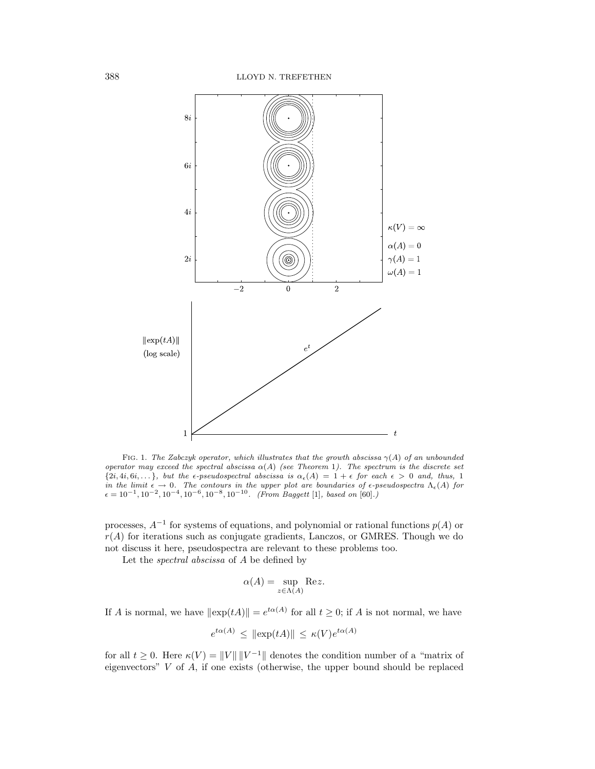FIG. 1. *The Zabczyk operator, which illustrates that the growth abscissa $\gamma(A)$ of an unbounded operator may exceed the spectral abscissa $\alpha(A)$ (see Theorem 1). The spectrum is the discrete set $\{2i, 4i, 6i, \dots\}$, but the $\epsilon$-pseudospectral abscissa is $\alpha_\epsilon(A) = 1 + \epsilon$ for each $\epsilon > 0$ and, thus, 1 in the limit $\epsilon \to 0$. The contours in the upper plot are boundaries of $\epsilon$-pseudospectra $\Lambda_\epsilon(A)$ for $\epsilon = 10^{-1}, 10^{-2}, 10^{-4}, 10^{-6}, 10^{-8}, 10^{-10}$. (From Baggett [1], based on [60].)*

processes, $A^{-1}$ for systems of equations, and polynomial or rational functions $p(A)$ or $r(A)$ for iterations such as conjugate gradients, Lanczos, or GMRES. Though we do not discuss it here, pseudospectra are relevant to these problems too.

Let the *spectral abscissa* of $A$ be defined by

$$\alpha(A) = \sup_{z \in \Lambda(A)} \mathrm{Re}\, z.$$

If $A$ is normal, we have $\|\exp(tA)\| = e^{t\alpha(A)}$ for all $t \geq 0$; if $A$ is not normal, we have

$$e^{t\alpha(A)} \leq \|\exp(tA)\| \leq \kappa(V) e^{t\alpha(A)}$$

for all $t \geq 0$. Here $\kappa(V) = \|V\| \|V^{-1}\|$ denotes the condition number of a "matrix of eigenvectors" $V$ of $A$, if one exists (otherwise, the upper bound should be replaced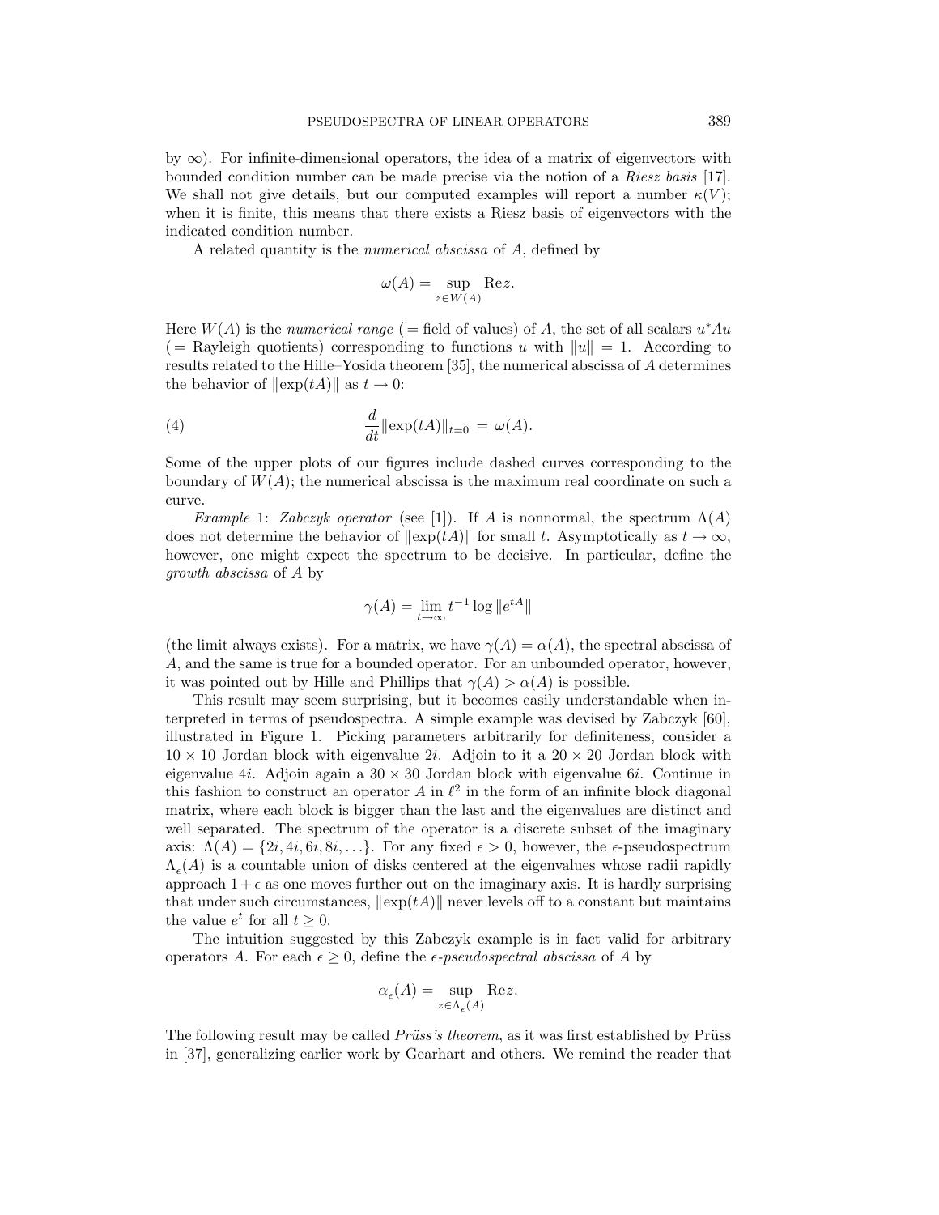by $\infty$). For infinite-dimensional operators, the idea of a matrix of eigenvectors with bounded condition number can be made precise via the notion of a *Riesz basis* [17]. We shall not give details, but our computed examples will report a number $\kappa(V)$; when it is finite, this means that there exists a Riesz basis of eigenvectors with the indicated condition number.

A related quantity is the *numerical abscissa* of $A$, defined by

$$\omega(A) = \sup_{z \in W(A)} \mathrm{Re}\, z.$$

Here $W(A)$ is the *numerical range* ( = field of values) of $A$, the set of all scalars $u^*Au$ ( = Rayleigh quotients) corresponding to functions $u$ with $\|u\| = 1$. According to results related to the Hille–Yosida theorem [35], the numerical abscissa of $A$ determines the behavior of $\|\exp(tA)\|$ as $t \to 0$:

$$\frac{d}{dt}\|\exp(tA)\|_{t=0} \;=\; \omega(A). \tag{4}$$

Some of the upper plots of our figures include dashed curves corresponding to the boundary of $W(A)$; the numerical abscissa is the maximum real coordinate on such a curve.

*Example* 1: *Zabczyk operator* (see [1]). If $A$ is nonnormal, the spectrum $\Lambda(A)$ does not determine the behavior of $\|\exp(tA)\|$ for small $t$. Asymptotically as $t \to \infty$, however, one might expect the spectrum to be decisive. In particular, define the *growth abscissa* of $A$ by

$$\gamma(A) = \lim_{t\to\infty} t^{-1} \log \|e^{tA}\|$$

(the limit always exists). For a matrix, we have $\gamma(A) = \alpha(A)$, the spectral abscissa of $A$, and the same is true for a bounded operator. For an unbounded operator, however, it was pointed out by Hille and Phillips that $\gamma(A) > \alpha(A)$ is possible.

This result may seem surprising, but it becomes easily understandable when interpreted in terms of pseudospectra. A simple example was devised by Zabczyk [60], illustrated in Figure 1. Picking parameters arbitrarily for definiteness, consider a $10 \times 10$ Jordan block with eigenvalue $2i$. Adjoin to it a $20 \times 20$ Jordan block with eigenvalue $4i$. Adjoin again a $30 \times 30$ Jordan block with eigenvalue $6i$. Continue in this fashion to construct an operator $A$ in $\ell^2$ in the form of an infinite block diagonal matrix, where each block is bigger than the last and the eigenvalues are distinct and well separated. The spectrum of the operator is a discrete subset of the imaginary axis: $\Lambda(A) = \{2i, 4i, 6i, 8i, \ldots\}$. For any fixed $\epsilon > 0$, however, the $\epsilon$-pseudospectrum $\Lambda_\epsilon(A)$ is a countable union of disks centered at the eigenvalues whose radii rapidly approach $1 + \epsilon$ as one moves further out on the imaginary axis. It is hardly surprising that under such circumstances, $\|\exp(tA)\|$ never levels off to a constant but maintains the value $e^t$ for all $t \geq 0$.

The intuition suggested by this Zabczyk example is in fact valid for arbitrary operators $A$. For each $\epsilon \geq 0$, define the *$\epsilon$-pseudospectral abscissa* of $A$ by

$$\alpha_\epsilon(A) = \sup_{z \in \Lambda_\epsilon(A)} \mathrm{Re}\, z.$$

The following result may be called *Prüss's theorem*, as it was first established by Prüss in [37], generalizing earlier work by Gearhart and others. We remind the reader that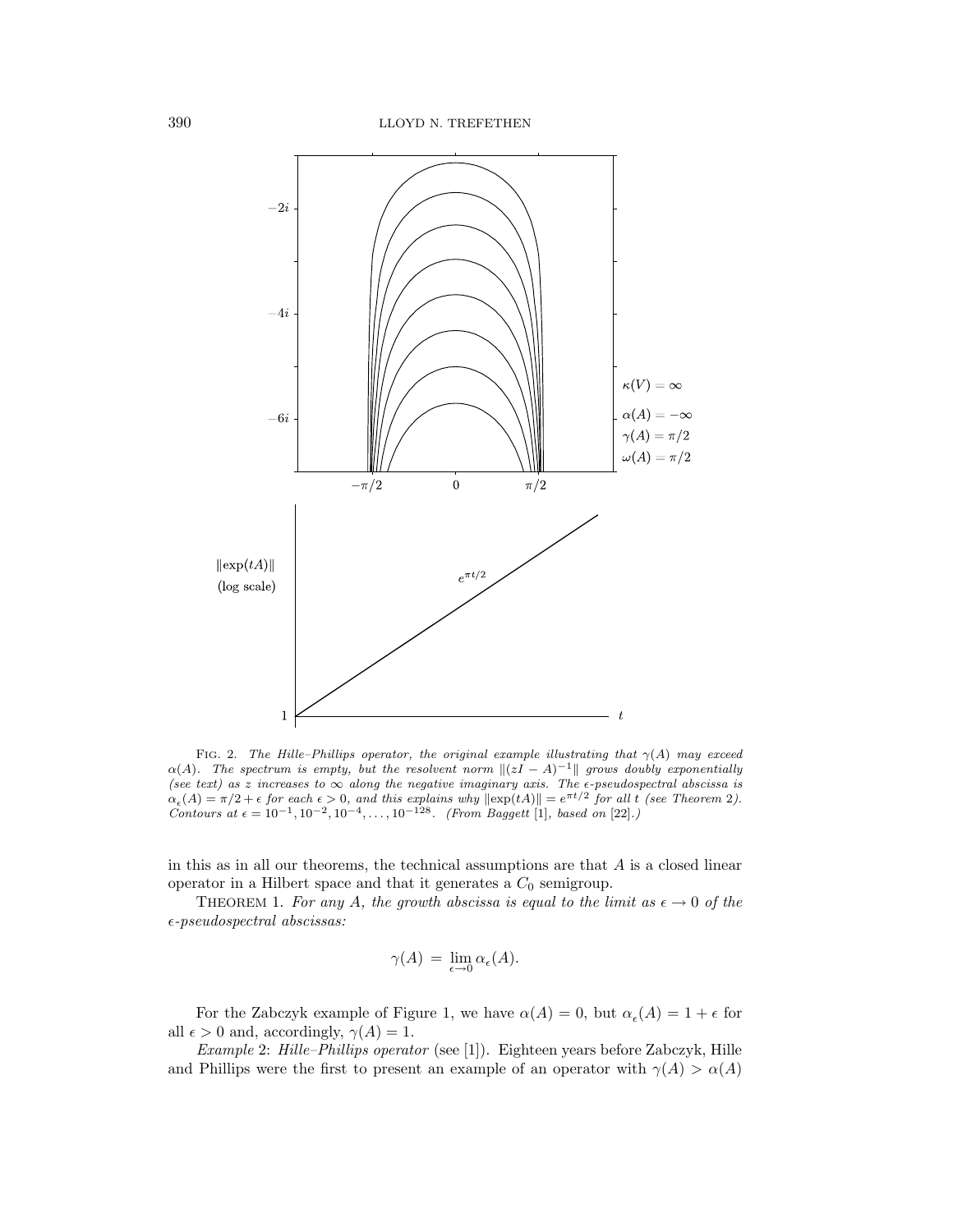Fig. 2. *The Hille–Phillips operator, the original example illustrating that $\gamma(A)$ may exceed $\alpha(A)$. The spectrum is empty, but the resolvent norm $\|(zI - A)^{-1}\|$ grows doubly exponentially (see text) as $z$ increases to $\infty$ along the negative imaginary axis. The $\epsilon$-pseudospectral abscissa is $\alpha_\epsilon(A) = \pi/2 + \epsilon$ for each $\epsilon > 0$, and this explains why $\|\exp(tA)\| = e^{\pi t/2}$ for all $t$ (see Theorem 2). Contours at $\epsilon = 10^{-1}, 10^{-2}, 10^{-4}, \ldots, 10^{-128}$. (From Baggett [1], based on [22].)*

in this as in all our theorems, the technical assumptions are that $A$ is a closed linear operator in a Hilbert space and that it generates a $C_0$ semigroup.

Theorem 1. *For any $A$, the growth abscissa is equal to the limit as $\epsilon \to 0$ of the $\epsilon$-pseudospectral abscissas:*

$$\gamma(A) = \lim_{\epsilon \to 0} \alpha_\epsilon(A).$$

For the Zabczyk example of Figure 1, we have $\alpha(A) = 0$, but $\alpha_\epsilon(A) = 1 + \epsilon$ for all $\epsilon > 0$ and, accordingly, $\gamma(A) = 1$.

*Example* 2: *Hille–Phillips operator* (see [1]). Eighteen years before Zabczyk, Hille and Phillips were the first to present an example of an operator with $\gamma(A) > \alpha(A)$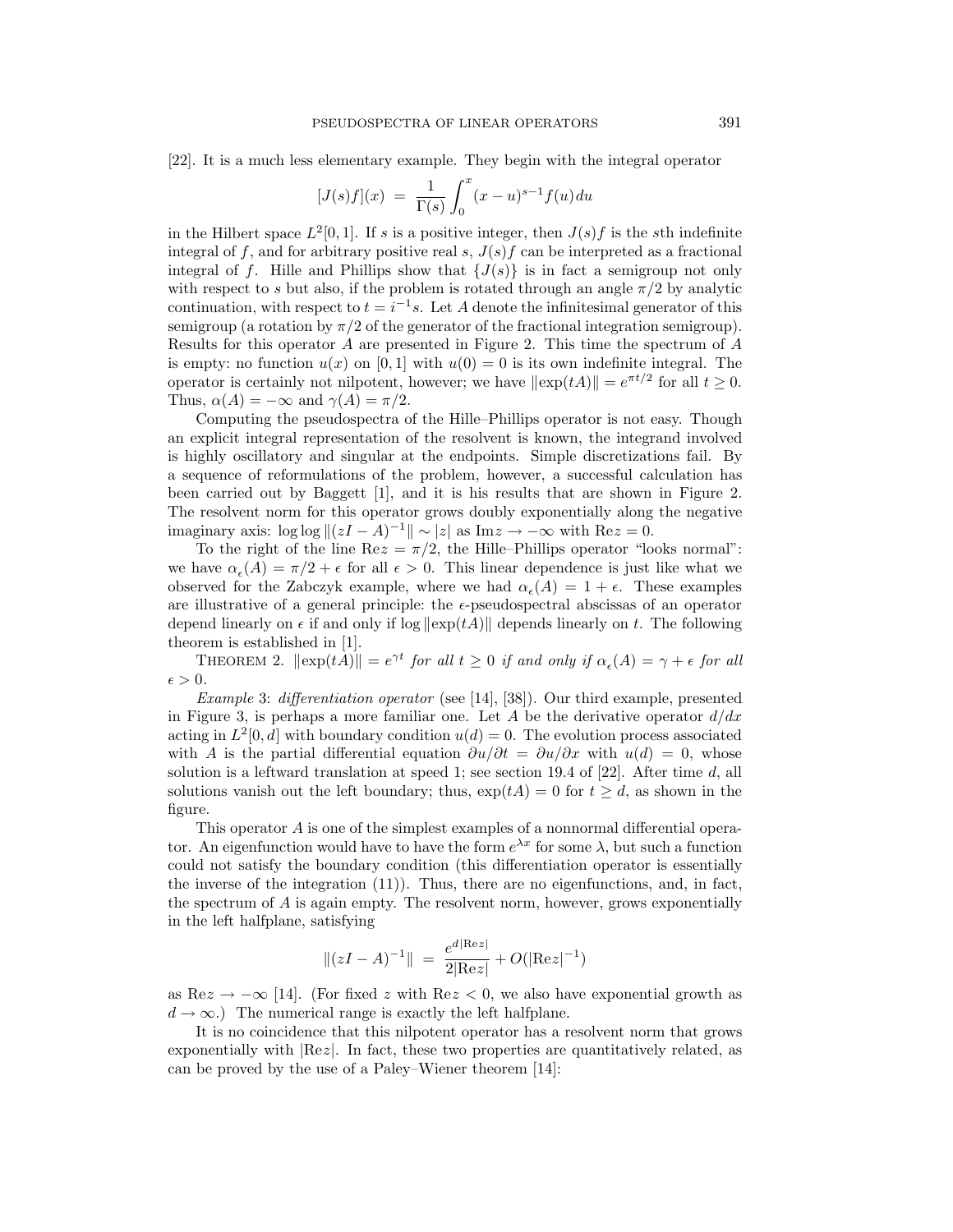[22]. It is a much less elementary example. They begin with the integral operator

$$[J(s)f](x) \ = \ \frac{1}{\Gamma(s)} \int_0^x (x-u)^{s-1} f(u) du$$

in the Hilbert space $L^2[0,1]$. If $s$ is a positive integer, then $J(s)f$ is the $s$th indefinite integral of $f$, and for arbitrary positive real $s$, $J(s)f$ can be interpreted as a fractional integral of $f$. Hille and Phillips show that $\{J(s)\}$ is in fact a semigroup not only with respect to $s$ but also, if the problem is rotated through an angle $\pi/2$ by analytic continuation, with respect to $t = i^{-1}s$. Let $A$ denote the infinitesimal generator of this semigroup (a rotation by $\pi/2$ of the generator of the fractional integration semigroup). Results for this operator $A$ are presented in Figure 2. This time the spectrum of $A$ is empty: no function $u(x)$ on $[0,1]$ with $u(0) = 0$ is its own indefinite integral. The operator is certainly not nilpotent, however; we have $\|\exp(tA)\| = e^{\pi t/2}$ for all $t \geq 0$. Thus, $\alpha(A) = -\infty$ and $\gamma(A) = \pi/2$.

Computing the pseudospectra of the Hille–Phillips operator is not easy. Though an explicit integral representation of the resolvent is known, the integrand involved is highly oscillatory and singular at the endpoints. Simple discretizations fail. By a sequence of reformulations of the problem, however, a successful calculation has been carried out by Baggett [1], and it is his results that are shown in Figure 2. The resolvent norm for this operator grows doubly exponentially along the negative imaginary axis: $\log\log \|(zI-A)^{-1}\| \sim |z|$ as $\mathrm{Im} z \to -\infty$ with $\mathrm{Re} z = 0$.

To the right of the line $\mathrm{Re} z = \pi/2$, the Hille–Phillips operator "looks normal": we have $\alpha_\epsilon(A) = \pi/2 + \epsilon$ for all $\epsilon > 0$. This linear dependence is just like what we observed for the Zabczyk example, where we had $\alpha_\epsilon(A) = 1 + \epsilon$. These examples are illustrative of a general principle: the $\epsilon$-pseudospectral abscissas of an operator depend linearly on $\epsilon$ if and only if $\log \|\exp(tA)\|$ depends linearly on $t$. The following theorem is established in [1].

THEOREM 2. *$\|\exp(tA)\| = e^{\gamma t}$ for all $t \geq 0$ if and only if $\alpha_\epsilon(A) = \gamma + \epsilon$ for all $\epsilon > 0$.*

*Example* 3: *differentiation operator* (see [14], [38]). Our third example, presented in Figure 3, is perhaps a more familiar one. Let $A$ be the derivative operator $d/dx$ acting in $L^2[0,d]$ with boundary condition $u(d) = 0$. The evolution process associated with $A$ is the partial differential equation $\partial u/\partial t = \partial u/\partial x$ with $u(d) = 0$, whose solution is a leftward translation at speed 1; see section 19.4 of [22]. After time $d$, all solutions vanish out the left boundary; thus, $\exp(tA) = 0$ for $t \geq d$, as shown in the figure.

This operator $A$ is one of the simplest examples of a nonnormal differential operator. An eigenfunction would have to have the form $e^{\lambda x}$ for some $\lambda$, but such a function could not satisfy the boundary condition (this differentiation operator is essentially the inverse of the integration (11)). Thus, there are no eigenfunctions, and, in fact, the spectrum of $A$ is again empty. The resolvent norm, however, grows exponentially in the left halfplane, satisfying

$$\|(zI-A)^{-1}\| \ = \ \frac{e^{d|\mathrm{Re} z|}}{2|\mathrm{Re} z|} + O(|\mathrm{Re} z|^{-1})$$

as $\mathrm{Re} z \to -\infty$ [14]. (For fixed $z$ with $\mathrm{Re} z < 0$, we also have exponential growth as $d \to \infty$.) The numerical range is exactly the left halfplane.

It is no coincidence that this nilpotent operator has a resolvent norm that grows exponentially with $|\mathrm{Re} z|$. In fact, these two properties are quantitatively related, as can be proved by the use of a Paley–Wiener theorem [14]: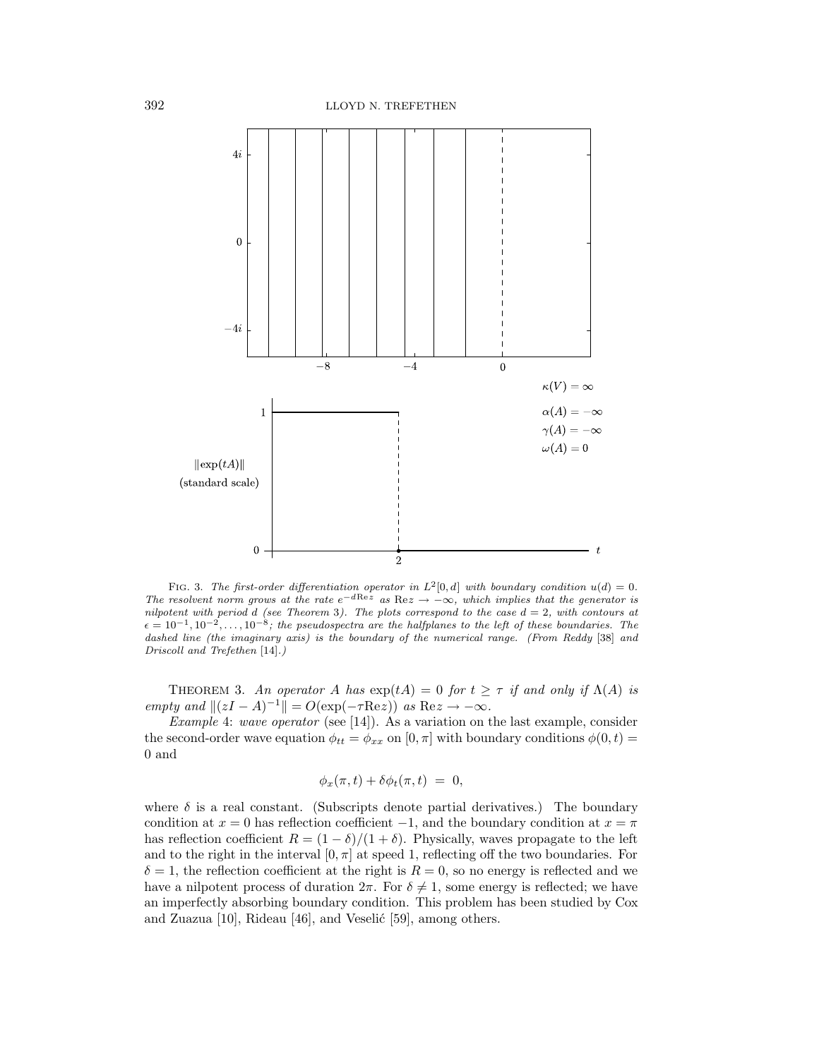$\kappa(V) = \infty$

$\alpha(A) = -\infty$

$\gamma(A) = -\infty$

$\omega(A) = 0$

$\|\exp(tA)\|$ (standard scale)

FIG. 3. *The first-order differentiation operator in $L^2[0, d]$ with boundary condition $u(d) = 0$. The resolvent norm grows at the rate $e^{-d\text{Re}z}$ as $\text{Re}z \to -\infty$, which implies that the generator is nilpotent with period $d$ (see Theorem 3). The plots correspond to the case $d = 2$, with contours at $\epsilon = 10^{-1}, 10^{-2}, \ldots, 10^{-8}$; the pseudospectra are the halfplanes to the left of these boundaries. The dashed line (the imaginary axis) is the boundary of the numerical range. (From Reddy [38] and Driscoll and Trefethen [14].)*

THEOREM 3. *An operator $A$ has $\exp(tA) = 0$ for $t \geq \tau$ if and only if $\Lambda(A)$ is empty and $\|(zI - A)^{-1}\| = O(\exp(-\tau\text{Re}z))$ as $\text{Re}z \to -\infty$.*

*Example* 4: *wave operator* (see [14]). As a variation on the last example, consider the second-order wave equation $\phi_{tt} = \phi_{xx}$ on $[0, \pi]$ with boundary conditions $\phi(0, t) = 0$ and

$$\phi_x(\pi, t) + \delta\phi_t(\pi, t) \ = \ 0,$$

where $\delta$ is a real constant. (Subscripts denote partial derivatives.) The boundary condition at $x = 0$ has reflection coefficient $-1$, and the boundary condition at $x = \pi$ has reflection coefficient $R = (1 - \delta)/(1 + \delta)$. Physically, waves propagate to the left and to the right in the interval $[0, \pi]$ at speed 1, reflecting off the two boundaries. For $\delta = 1$, the reflection coefficient at the right is $R = 0$, so no energy is reflected and we have a nilpotent process of duration $2\pi$. For $\delta \neq 1$, some energy is reflected; we have an imperfectly absorbing boundary condition. This problem has been studied by Cox and Zuazua [10], Rideau [46], and Veselić [59], among others.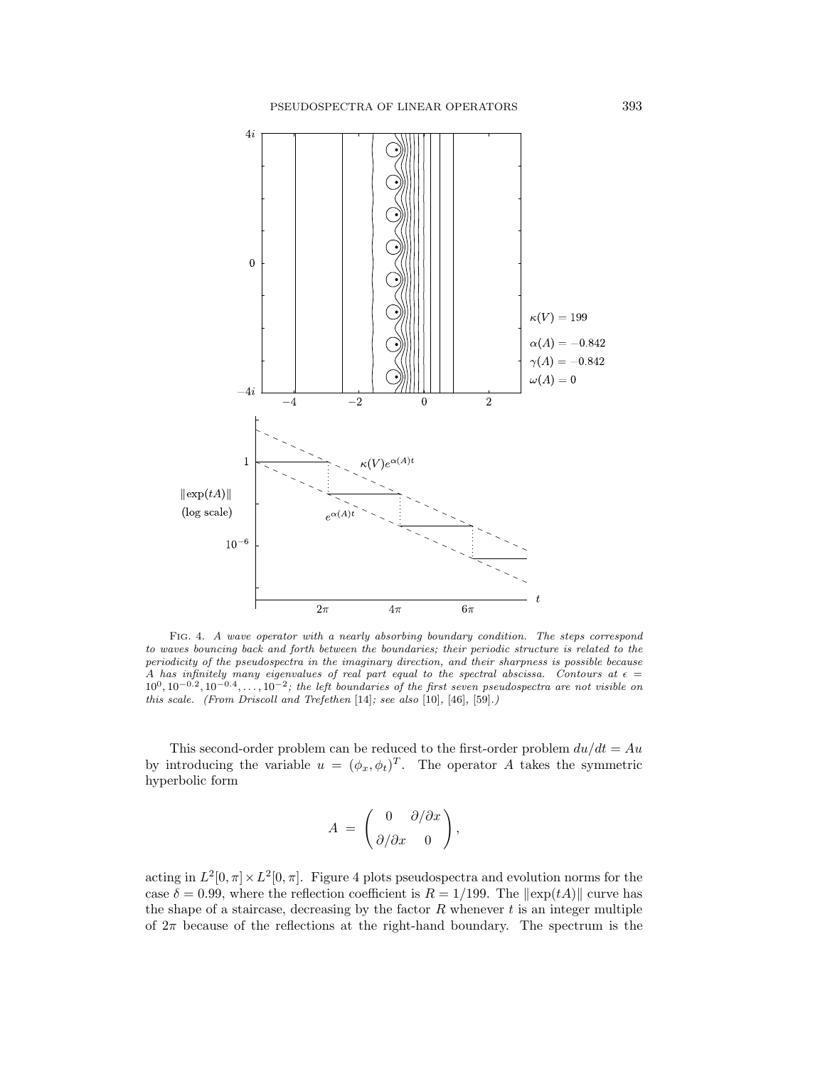Fig. 4. *A wave operator with a nearly absorbing boundary condition. The steps correspond to waves bouncing back and forth between the boundaries; their periodic structure is related to the periodicity of the pseudospectra in the imaginary direction, and their sharpness is possible because $A$ has infinitely many eigenvalues of real part equal to the spectral abscissa. Contours at $\epsilon = 10^0, 10^{-0.2}, 10^{-0.4}, \ldots, 10^{-2}$; the left boundaries of the first seven pseudospectra are not visible on this scale. (From Driscoll and Trefethen* [14]*; see also* [10], [46], [59].*)*

This second-order problem can be reduced to the first-order problem $du/dt = Au$ by introducing the variable $u = (\phi_x, \phi_t)^T$. The operator $A$ takes the symmetric hyperbolic form

$$A = \begin{pmatrix} 0 & \partial/\partial x \\ \partial/\partial x & 0 \end{pmatrix},$$

acting in $L^2[0,\pi] \times L^2[0,\pi]$. Figure 4 plots pseudospectra and evolution norms for the case $\delta = 0.99$, where the reflection coefficient is $R = 1/199$. The $\|\exp(tA)\|$ curve has the shape of a staircase, decreasing by the factor $R$ whenever $t$ is an integer multiple of $2\pi$ because of the reflections at the right-hand boundary. The spectrum is the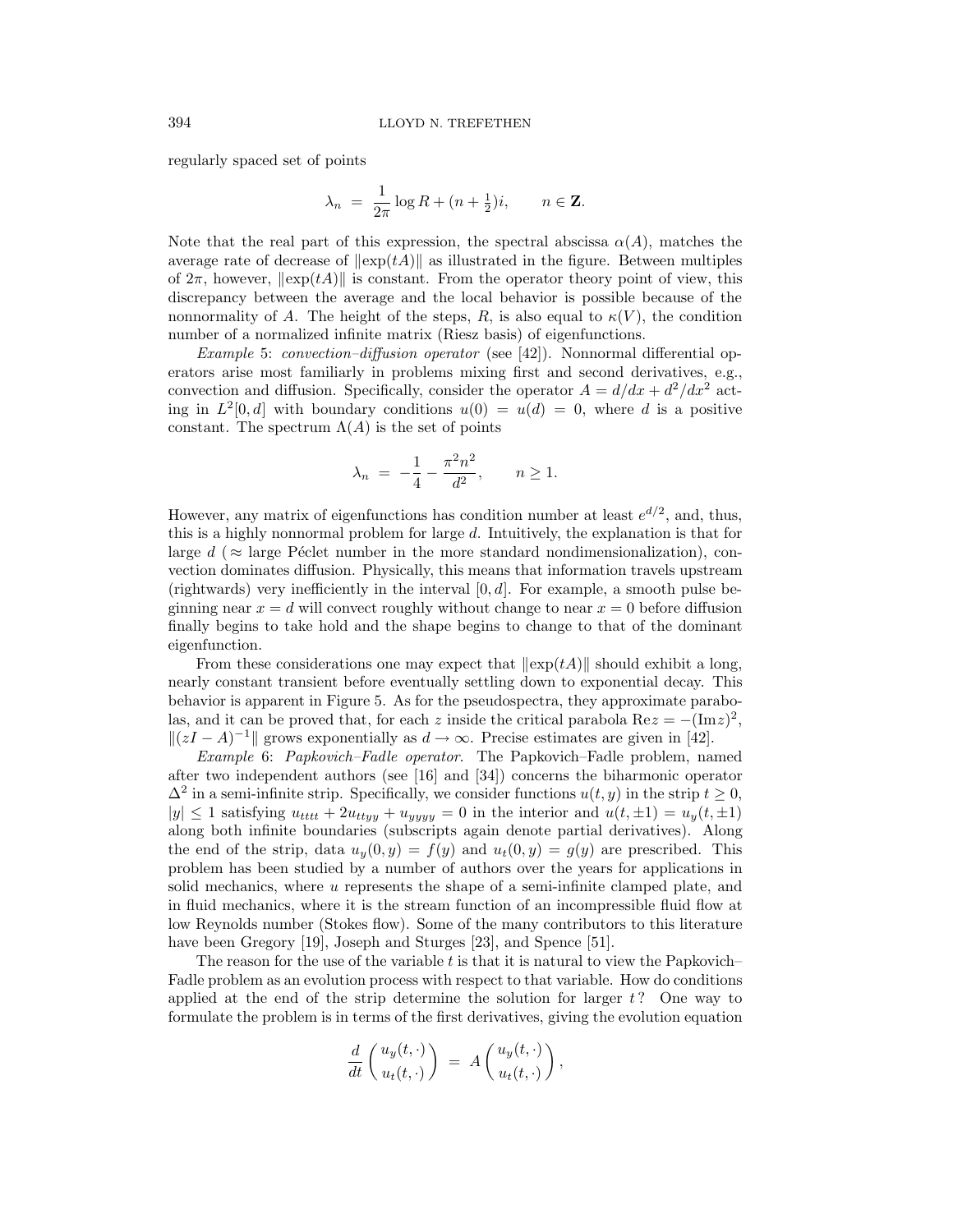regularly spaced set of points

$$\lambda_n \;=\; \frac{1}{2\pi}\log R + (n+\tfrac{1}{2})i, \qquad n \in \mathbf{Z}.$$

Note that the real part of this expression, the spectral abscissa $\alpha(A)$, matches the average rate of decrease of $\|\exp(tA)\|$ as illustrated in the figure. Between multiples of $2\pi$, however, $\|\exp(tA)\|$ is constant. From the operator theory point of view, this discrepancy between the average and the local behavior is possible because of the nonnormality of $A$. The height of the steps, $R$, is also equal to $\kappa(V)$, the condition number of a normalized infinite matrix (Riesz basis) of eigenfunctions.

*Example* 5: *convection–diffusion operator* (see [42]). Nonnormal differential operators arise most familiarly in problems mixing first and second derivatives, e.g., convection and diffusion. Specifically, consider the operator $A = d/dx + d^2/dx^2$ acting in $L^2[0,d]$ with boundary conditions $u(0) = u(d) = 0$, where $d$ is a positive constant. The spectrum $\Lambda(A)$ is the set of points

$$\lambda_n \;=\; -\frac{1}{4} - \frac{\pi^2 n^2}{d^2}, \qquad n \geq 1.$$

However, any matrix of eigenfunctions has condition number at least $e^{d/2}$, and, thus, this is a highly nonnormal problem for large $d$. Intuitively, the explanation is that for large $d$ ($\approx$ large Péclet number in the more standard nondimensionalization), convection dominates diffusion. Physically, this means that information travels upstream (rightwards) very inefficiently in the interval $[0,d]$. For example, a smooth pulse beginning near $x = d$ will convect roughly without change to near $x = 0$ before diffusion finally begins to take hold and the shape begins to change to that of the dominant eigenfunction.

From these considerations one may expect that $\|\exp(tA)\|$ should exhibit a long, nearly constant transient before eventually settling down to exponential decay. This behavior is apparent in Figure 5. As for the pseudospectra, they approximate parabolas, and it can be proved that, for each $z$ inside the critical parabola $\text{Re}z = -(\text{Im}z)^2$, $\|(zI - A)^{-1}\|$ grows exponentially as $d \to \infty$. Precise estimates are given in [42].

*Example* 6: *Papkovich–Fadle operator.* The Papkovich–Fadle problem, named after two independent authors (see [16] and [34]) concerns the biharmonic operator $\Delta^2$ in a semi-infinite strip. Specifically, we consider functions $u(t,y)$ in the strip $t \geq 0$, $|y| \leq 1$ satisfying $u_{tttt} + 2u_{ttyy} + u_{yyyy} = 0$ in the interior and $u(t,\pm 1) = u_y(t,\pm 1)$ along both infinite boundaries (subscripts again denote partial derivatives). Along the end of the strip, data $u_y(0,y) = f(y)$ and $u_t(0,y) = g(y)$ are prescribed. This problem has been studied by a number of authors over the years for applications in solid mechanics, where $u$ represents the shape of a semi-infinite clamped plate, and in fluid mechanics, where it is the stream function of an incompressible fluid flow at low Reynolds number (Stokes flow). Some of the many contributors to this literature have been Gregory [19], Joseph and Sturges [23], and Spence [51].

The reason for the use of the variable $t$ is that it is natural to view the Papkovich–Fadle problem as an evolution process with respect to that variable. How do conditions applied at the end of the strip determine the solution for larger $t$? One way to formulate the problem is in terms of the first derivatives, giving the evolution equation

$$\frac{d}{dt}\begin{pmatrix} u_y(t,\cdot) \\ u_t(t,\cdot) \end{pmatrix} \;=\; A\begin{pmatrix} u_y(t,\cdot) \\ u_t(t,\cdot) \end{pmatrix},$$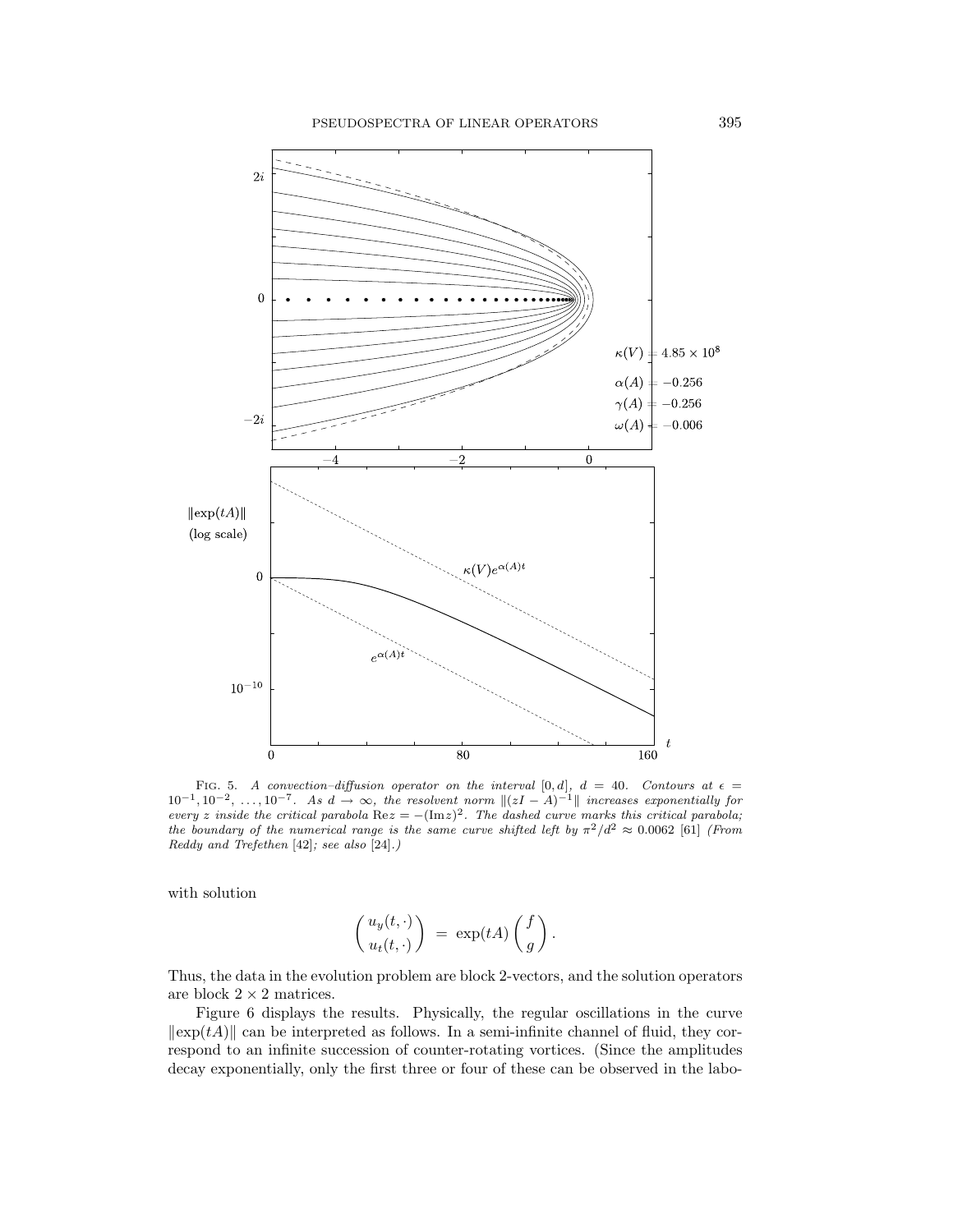FIG. 5. *A convection–diffusion operator on the interval* $[0, d]$*,* $d = 40$*. Contours at* $\epsilon = 10^{-1}, 10^{-2}, \ldots, 10^{-7}$*. As* $d \to \infty$*, the resolvent norm* $\|(zI - A)^{-1}\|$ *increases exponentially for every* $z$ *inside the critical parabola* $\mathrm{Re}\, z = -(\mathrm{Im}\, z)^2$*. The dashed curve marks this critical parabola; the boundary of the numerical range is the same curve shifted left by* $\pi^2/d^2 \approx 0.0062$ [61] *(From Reddy and Trefethen* [42]*; see also* [24]*.)*

with solution

$$\begin{pmatrix} u_y(t, \cdot) \\ u_t(t, \cdot) \end{pmatrix} = \exp(tA) \begin{pmatrix} f \\ g \end{pmatrix}.$$

Thus, the data in the evolution problem are block 2-vectors, and the solution operators are block $2 \times 2$ matrices.

Figure 6 displays the results. Physically, the regular oscillations in the curve $\|\exp(tA)\|$ can be interpreted as follows. In a semi-infinite channel of fluid, they correspond to an infinite succession of counter-rotating vortices. (Since the amplitudes decay exponentially, only the first three or four of these can be observed in the labo-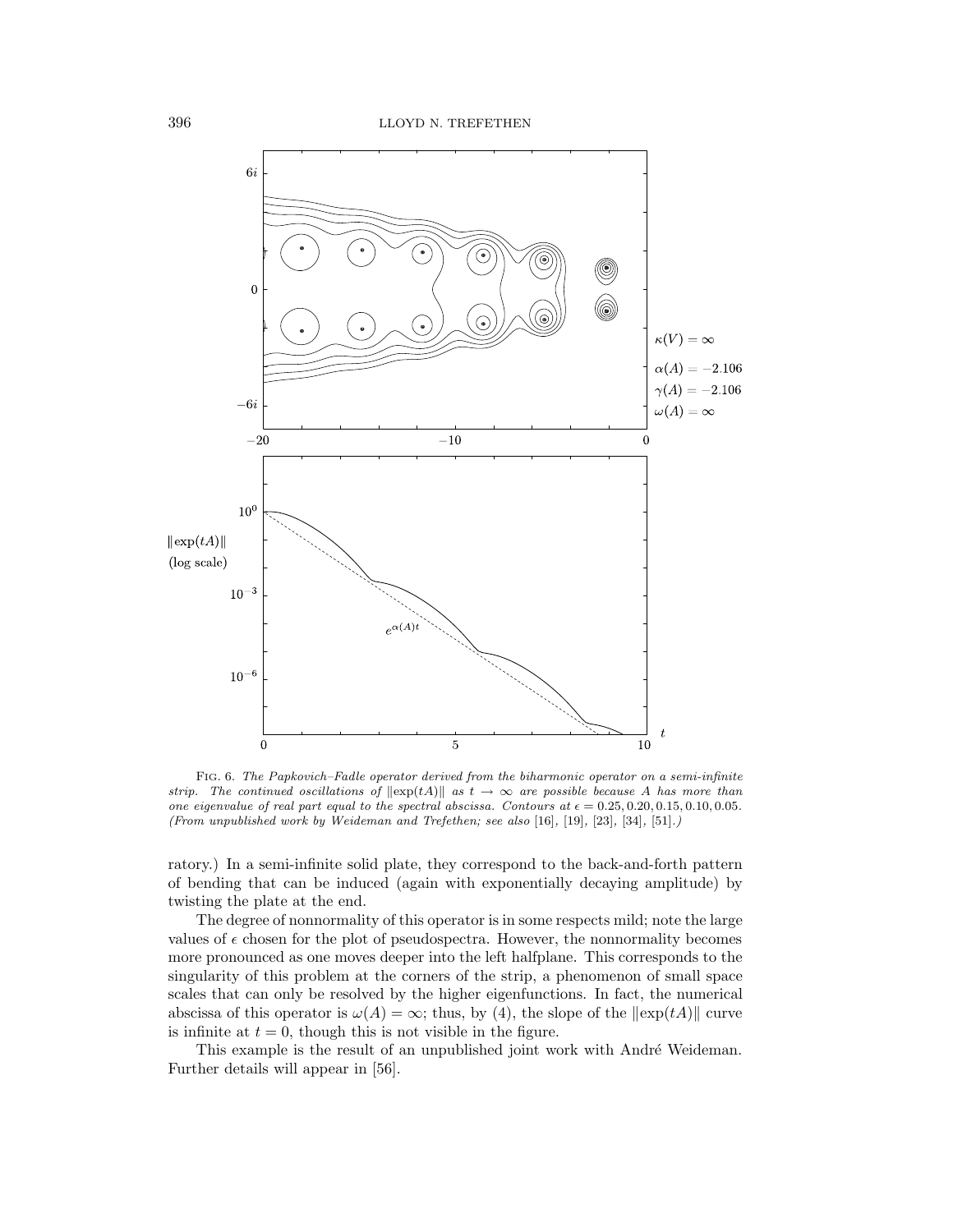$\kappa(V) = \infty$

$\alpha(A) = -2.106$

$\gamma(A) = -2.106$

$\omega(A) = \infty$

Fig. 6. *The Papkovich–Fadle operator derived from the biharmonic operator on a semi-infinite strip. The continued oscillations of $\|\exp(tA)\|$ as $t \to \infty$ are possible because $A$ has more than one eigenvalue of real part equal to the spectral abscissa. Contours at $\epsilon = 0.25, 0.20, 0.15, 0.10, 0.05$. (From unpublished work by Weideman and Trefethen; see also* [16], [19], [23], [34], [51].*)*

ratory.) In a semi-infinite solid plate, they correspond to the back-and-forth pattern of bending that can be induced (again with exponentially decaying amplitude) by twisting the plate at the end.

The degree of nonnormality of this operator is in some respects mild; note the large values of $\epsilon$ chosen for the plot of pseudospectra. However, the nonnormality becomes more pronounced as one moves deeper into the left halfplane. This corresponds to the singularity of this problem at the corners of the strip, a phenomenon of small space scales that can only be resolved by the higher eigenfunctions. In fact, the numerical abscissa of this operator is $\omega(A) = \infty$; thus, by (4), the slope of the $\|\exp(tA)\|$ curve is infinite at $t = 0$, though this is not visible in the figure.

This example is the result of an unpublished joint work with André Weideman. Further details will appear in [56].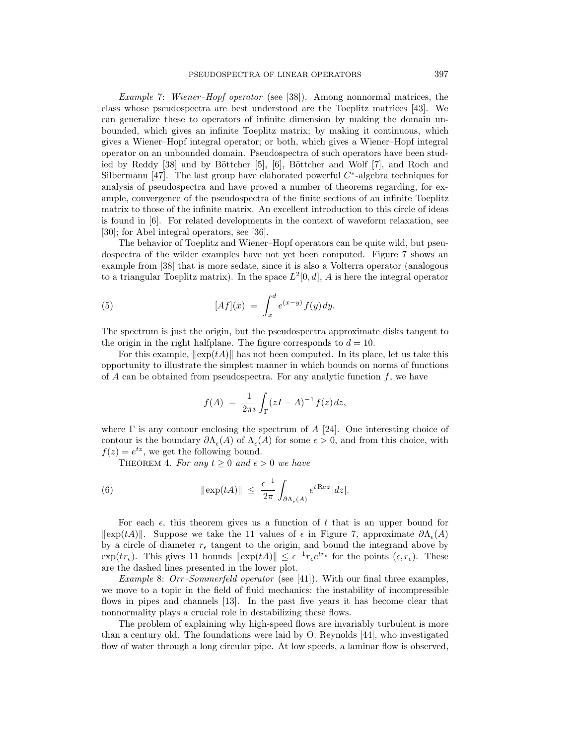*Example* 7: *Wiener–Hopf operator* (see [38]). Among nonnormal matrices, the class whose pseudospectra are best understood are the Toeplitz matrices [43]. We can generalize these to operators of infinite dimension by making the domain unbounded, which gives an infinite Toeplitz matrix; by making it continuous, which gives a Wiener–Hopf integral operator; or both, which gives a Wiener–Hopf integral operator on an unbounded domain. Pseudospectra of such operators have been studied by Reddy [38] and by Böttcher [5], [6], Böttcher and Wolf [7], and Roch and Silbermann [47]. The last group have elaborated powerful $C^*$-algebra techniques for analysis of pseudospectra and have proved a number of theorems regarding, for example, convergence of the pseudospectra of the finite sections of an infinite Toeplitz matrix to those of the infinite matrix. An excellent introduction to this circle of ideas is found in [6]. For related developments in the context of waveform relaxation, see [30]; for Abel integral operators, see [36].

The behavior of Toeplitz and Wiener–Hopf operators can be quite wild, but pseudospectra of the wilder examples have not yet been computed. Figure 7 shows an example from [38] that is more sedate, since it is also a Volterra operator (analogous to a triangular Toeplitz matrix). In the space $L^2[0,d]$, $A$ is here the integral operator

$$[Af](x) \;=\; \int_x^d e^{(x-y)}\, f(y)\, dy. \tag{5}$$

The spectrum is just the origin, but the pseudospectra approximate disks tangent to the origin in the right halfplane. The figure corresponds to $d = 10$.

For this example, $\|\exp(tA)\|$ has not been computed. In its place, let us take this opportunity to illustrate the simplest manner in which bounds on norms of functions of $A$ can be obtained from pseudospectra. For any analytic function $f$, we have

$$f(A) \;=\; \frac{1}{2\pi i}\int_\Gamma (zI - A)^{-1} f(z)\, dz,$$

where $\Gamma$ is any contour enclosing the spectrum of $A$ [24]. One interesting choice of contour is the boundary $\partial\Lambda_\epsilon(A)$ of $\Lambda_\epsilon(A)$ for some $\epsilon > 0$, and from this choice, with $f(z) = e^{tz}$, we get the following bound.

THEOREM 4. *For any $t \geq 0$ and $\epsilon > 0$ we have*

$$\|\exp(tA)\| \;\leq\; \frac{\epsilon^{-1}}{2\pi}\int_{\partial\Lambda_\epsilon(A)} e^{t\,\mathrm{Re}\, z}\, |dz|. \tag{6}$$

For each $\epsilon$, this theorem gives us a function of $t$ that is an upper bound for $\|\exp(tA)\|$. Suppose we take the 11 values of $\epsilon$ in Figure 7, approximate $\partial\Lambda_\epsilon(A)$ by a circle of diameter $r_\epsilon$ tangent to the origin, and bound the integrand above by $\exp(tr_\epsilon)$. This gives 11 bounds $\|\exp(tA)\| \leq \epsilon^{-1} r_\epsilon e^{tr_\epsilon}$ for the points $(\epsilon, r_\epsilon)$. These are the dashed lines presented in the lower plot.

*Example* 8: *Orr–Sommerfeld operator* (see [41]). With our final three examples, we move to a topic in the field of fluid mechanics: the instability of incompressible flows in pipes and channels [13]. In the past five years it has become clear that nonnormality plays a crucial role in destabilizing these flows.

The problem of explaining why high-speed flows are invariably turbulent is more than a century old. The foundations were laid by O. Reynolds [44], who investigated flow of water through a long circular pipe. At low speeds, a laminar flow is observed,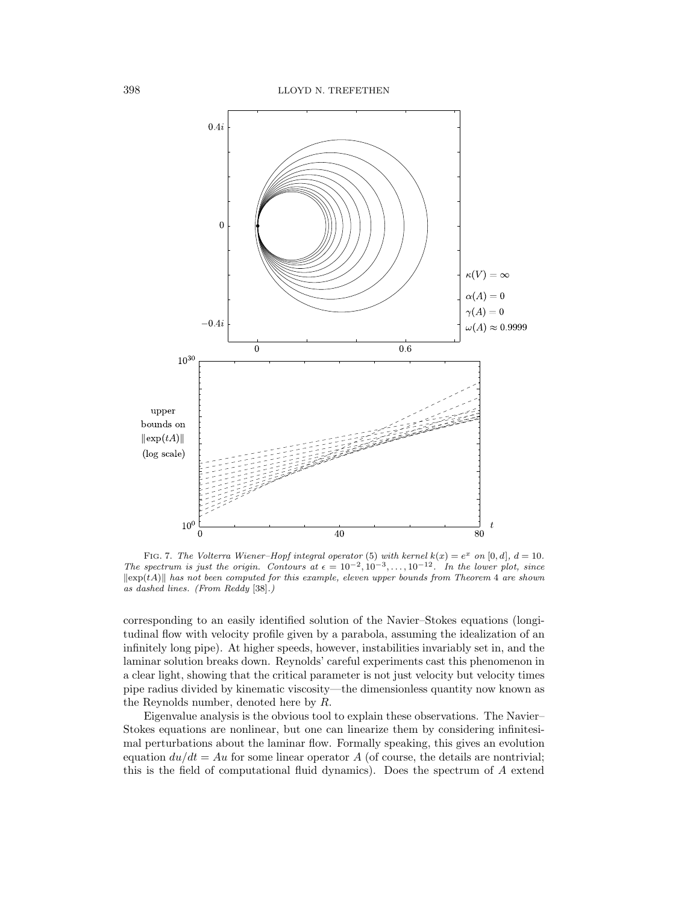FIG. 7. *The Volterra Wiener–Hopf integral operator* (5) *with kernel* $k(x) = e^x$ *on* $[0, d]$, $d = 10$. *The spectrum is just the origin. Contours at* $\epsilon = 10^{-2}, 10^{-3}, \ldots, 10^{-12}$. *In the lower plot, since* $\|\exp(tA)\|$ *has not been computed for this example, eleven upper bounds from Theorem* 4 *are shown as dashed lines. (From Reddy* [38].*)*

corresponding to an easily identified solution of the Navier–Stokes equations (longitudinal flow with velocity profile given by a parabola, assuming the idealization of an infinitely long pipe). At higher speeds, however, instabilities invariably set in, and the laminar solution breaks down. Reynolds' careful experiments cast this phenomenon in a clear light, showing that the critical parameter is not just velocity but velocity times pipe radius divided by kinematic viscosity—the dimensionless quantity now known as the Reynolds number, denoted here by $R$.

Eigenvalue analysis is the obvious tool to explain these observations. The Navier–Stokes equations are nonlinear, but one can linearize them by considering infinitesimal perturbations about the laminar flow. Formally speaking, this gives an evolution equation $du/dt = Au$ for some linear operator $A$ (of course, the details are nontrivial; this is the field of computational fluid dynamics). Does the spectrum of $A$ extend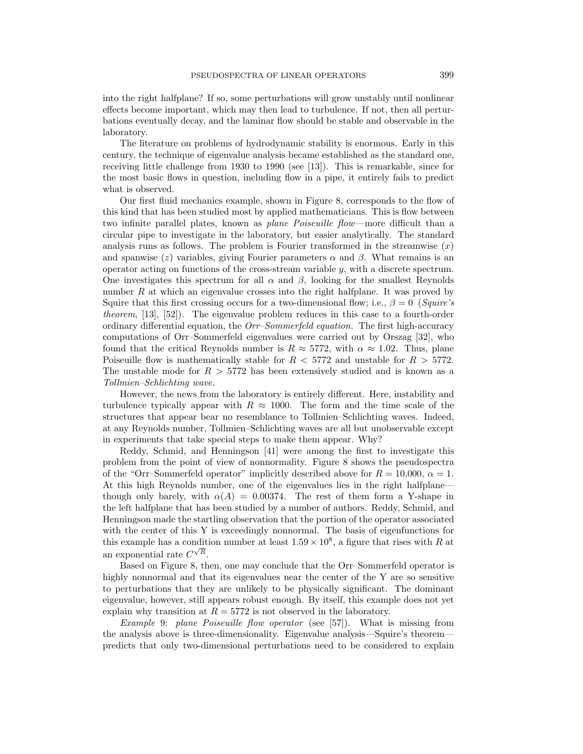into the right halfplane? If so, some perturbations will grow unstably until nonlinear effects become important, which may then lead to turbulence. If not, then all perturbations eventually decay, and the laminar flow should be stable and observable in the laboratory.

The literature on problems of hydrodynamic stability is enormous. Early in this century, the technique of eigenvalue analysis became established as the standard one, receiving little challenge from 1930 to 1990 (see [13]). This is remarkable, since for the most basic flows in question, including flow in a pipe, it entirely fails to predict what is observed.

Our first fluid mechanics example, shown in Figure 8, corresponds to the flow of this kind that has been studied most by applied mathematicians. This is flow between two infinite parallel plates, known as *plane Poiseuille flow*—more difficult than a circular pipe to investigate in the laboratory, but easier analytically. The standard analysis runs as follows. The problem is Fourier transformed in the streamwise ($x$) and spanwise ($z$) variables, giving Fourier parameters $\alpha$ and $\beta$. What remains is an operator acting on functions of the cross-stream variable $y$, with a discrete spectrum. One investigates this spectrum for all $\alpha$ and $\beta$, looking for the smallest Reynolds number $R$ at which an eigenvalue crosses into the right halfplane. It was proved by Squire that this first crossing occurs for a two-dimensional flow; i.e., $\beta = 0$ (*Squire's theorem*, [13], [52]). The eigenvalue problem reduces in this case to a fourth-order ordinary differential equation, the *Orr–Sommerfeld equation.* The first high-accuracy computations of Orr–Sommerfeld eigenvalues were carried out by Orszag [32], who found that the critical Reynolds number is $R \approx 5772$, with $\alpha \approx 1.02$. Thus, plane Poiseuille flow is mathematically stable for $R < 5772$ and unstable for $R > 5772$. The unstable mode for $R > 5772$ has been extensively studied and is known as a *Tollmien–Schlichting wave.*

However, the news from the laboratory is entirely different. Here, instability and turbulence typically appear with $R \approx 1000$. The form and the time scale of the structures that appear bear no resemblance to Tollmien–Schlichting waves. Indeed, at any Reynolds number, Tollmien–Schlichting waves are all but unobservable except in experiments that take special steps to make them appear. Why?

Reddy, Schmid, and Henningson [41] were among the first to investigate this problem from the point of view of nonnormality. Figure 8 shows the pseudospectra of the "Orr–Sommerfeld operator" implicitly described above for $R = 10{,}000$, $\alpha = 1$. At this high Reynolds number, one of the eigenvalues lies in the right halfplane—though only barely, with $\alpha(A) = 0.00374$. The rest of them form a Y-shape in the left halfplane that has been studied by a number of authors. Reddy, Schmid, and Henningson made the startling observation that the portion of the operator associated with the center of this Y is exceedingly nonnormal. The basis of eigenfunctions for this example has a condition number at least $1.59 \times 10^8$, a figure that rises with $R$ at an exponential rate $C^{\sqrt{R}}$.

Based on Figure 8, then, one may conclude that the Orr–Sommerfeld operator is highly nonnormal and that its eigenvalues near the center of the Y are so sensitive to perturbations that they are unlikely to be physically significant. The dominant eigenvalue, however, still appears robust enough. By itself, this example does not yet explain why transition at $R = 5772$ is not observed in the laboratory.

*Example* 9: *plane Poiseuille flow operator* (see [57]). What is missing from the analysis above is three-dimensionality. Eigenvalue analysis—Squire's theorem—predicts that only two-dimensional perturbations need to be considered to explain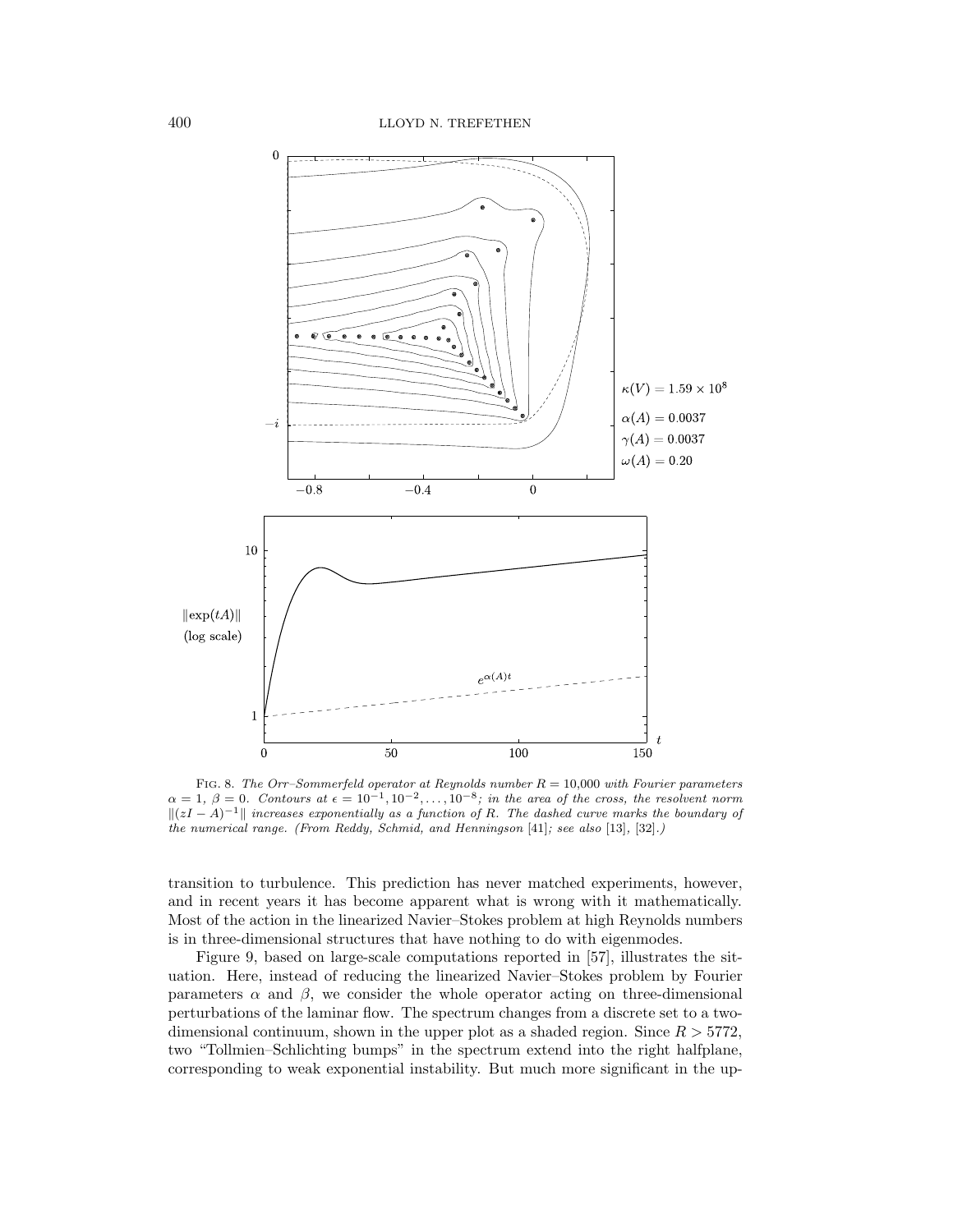Fig. 8. *The Orr–Sommerfeld operator at Reynolds number $R = 10{,}000$ with Fourier parameters $\alpha = 1$, $\beta = 0$. Contours at $\epsilon = 10^{-1}, 10^{-2}, \ldots, 10^{-8}$; in the area of the cross, the resolvent norm $\|(zI - A)^{-1}\|$ increases exponentially as a function of $R$. The dashed curve marks the boundary of the numerical range. (From Reddy, Schmid, and Henningson* [41]*; see also* [13], [32].*)*

transition to turbulence. This prediction has never matched experiments, however, and in recent years it has become apparent what is wrong with it mathematically. Most of the action in the linearized Navier–Stokes problem at high Reynolds numbers is in three-dimensional structures that have nothing to do with eigenmodes.

Figure 9, based on large-scale computations reported in [57], illustrates the situation. Here, instead of reducing the linearized Navier–Stokes problem by Fourier parameters $\alpha$ and $\beta$, we consider the whole operator acting on three-dimensional perturbations of the laminar flow. The spectrum changes from a discrete set to a two-dimensional continuum, shown in the upper plot as a shaded region. Since $R > 5772$, two "Tollmien–Schlichting bumps" in the spectrum extend into the right halfplane, corresponding to weak exponential instability. But much more significant in the up-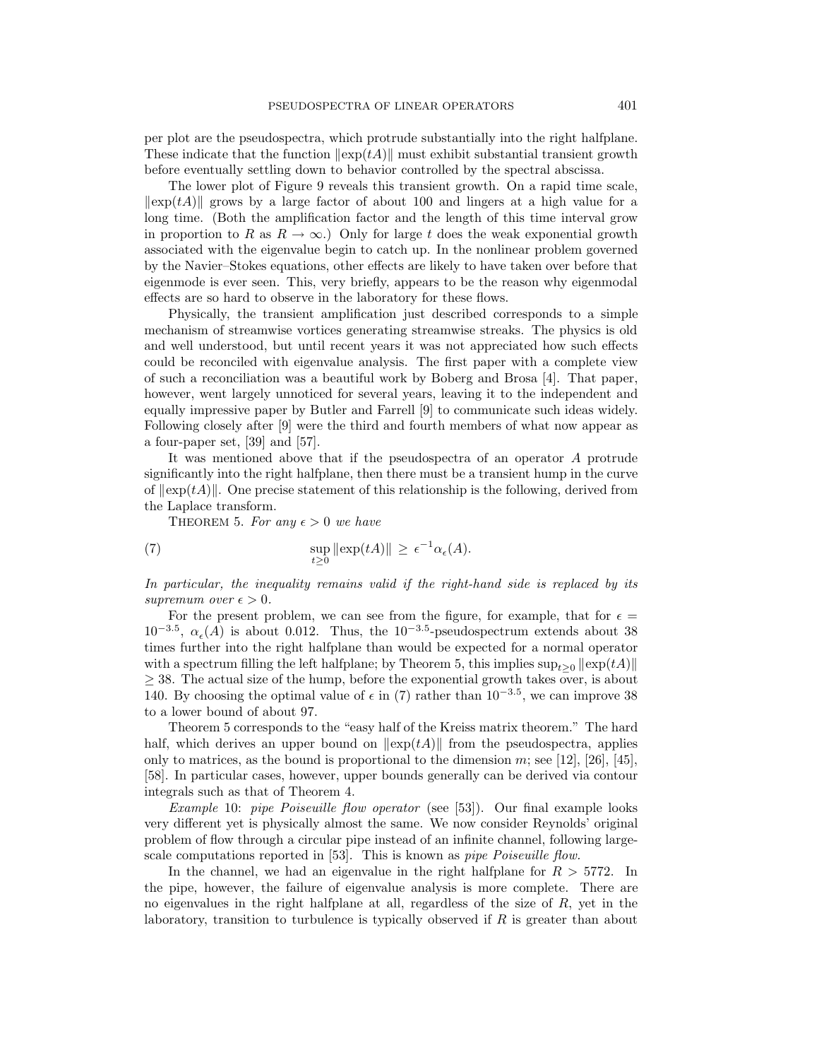per plot are the pseudospectra, which protrude substantially into the right halfplane. These indicate that the function $\|\exp(tA)\|$ must exhibit substantial transient growth before eventually settling down to behavior controlled by the spectral abscissa.

The lower plot of Figure 9 reveals this transient growth. On a rapid time scale, $\|\exp(tA)\|$ grows by a large factor of about 100 and lingers at a high value for a long time. (Both the amplification factor and the length of this time interval grow in proportion to $R$ as $R \to \infty$.) Only for large $t$ does the weak exponential growth associated with the eigenvalue begin to catch up. In the nonlinear problem governed by the Navier–Stokes equations, other effects are likely to have taken over before that eigenmode is ever seen. This, very briefly, appears to be the reason why eigenmodal effects are so hard to observe in the laboratory for these flows.

Physically, the transient amplification just described corresponds to a simple mechanism of streamwise vortices generating streamwise streaks. The physics is old and well understood, but until recent years it was not appreciated how such effects could be reconciled with eigenvalue analysis. The first paper with a complete view of such a reconciliation was a beautiful work by Boberg and Brosa [4]. That paper, however, went largely unnoticed for several years, leaving it to the independent and equally impressive paper by Butler and Farrell [9] to communicate such ideas widely. Following closely after [9] were the third and fourth members of what now appear as a four-paper set, [39] and [57].

It was mentioned above that if the pseudospectra of an operator $A$ protrude significantly into the right halfplane, then there must be a transient hump in the curve of $\|\exp(tA)\|$. One precise statement of this relationship is the following, derived from the Laplace transform.

Theorem 5. *For any $\epsilon > 0$ we have*

$$\sup_{t\geq 0} \|\exp(tA)\| \geq \epsilon^{-1}\alpha_\epsilon(A). \tag{7}$$

*In particular, the inequality remains valid if the right-hand side is replaced by its supremum over $\epsilon > 0$.*

For the present problem, we can see from the figure, for example, that for $\epsilon = 10^{-3.5}$, $\alpha_\epsilon(A)$ is about 0.012. Thus, the $10^{-3.5}$-pseudospectrum extends about 38 times further into the right halfplane than would be expected for a normal operator with a spectrum filling the left halfplane; by Theorem 5, this implies $\sup_{t\geq 0} \|\exp(tA)\| \geq 38$. The actual size of the hump, before the exponential growth takes over, is about 140. By choosing the optimal value of $\epsilon$ in (7) rather than $10^{-3.5}$, we can improve 38 to a lower bound of about 97.

Theorem 5 corresponds to the "easy half of the Kreiss matrix theorem." The hard half, which derives an upper bound on $\|\exp(tA)\|$ from the pseudospectra, applies only to matrices, as the bound is proportional to the dimension $m$; see [12], [26], [45], [58]. In particular cases, however, upper bounds generally can be derived via contour integrals such as that of Theorem 4.

*Example* 10: *pipe Poiseuille flow operator* (see [53]). Our final example looks very different yet is physically almost the same. We now consider Reynolds' original problem of flow through a circular pipe instead of an infinite channel, following large-scale computations reported in [53]. This is known as *pipe Poiseuille flow.*

In the channel, we had an eigenvalue in the right halfplane for $R > 5772$. In the pipe, however, the failure of eigenvalue analysis is more complete. There are no eigenvalues in the right halfplane at all, regardless of the size of $R$, yet in the laboratory, transition to turbulence is typically observed if $R$ is greater than about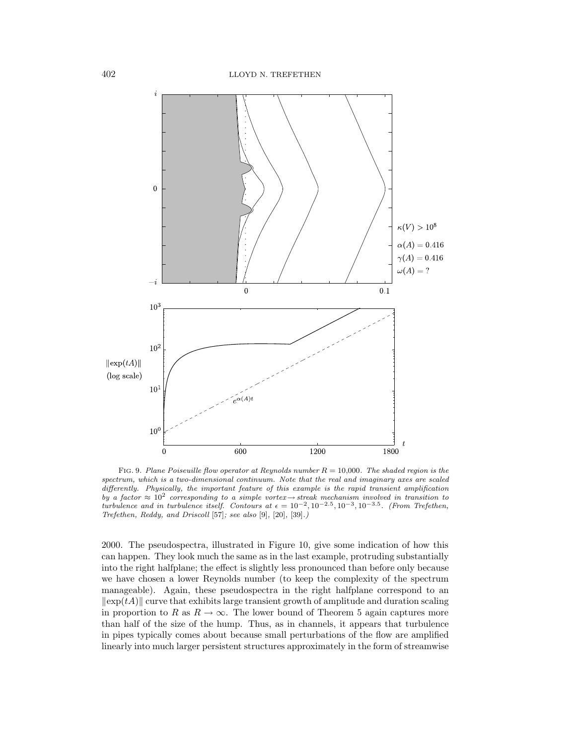Fig. 9. *Plane Poiseuille flow operator at Reynolds number $R = 10{,}000$. The shaded region is the spectrum, which is a two-dimensional continuum. Note that the real and imaginary axes are scaled differently. Physically, the important feature of this example is the rapid transient amplification by a factor $\approx 10^2$ corresponding to a simple vortex $\rightarrow$ streak mechanism involved in transition to turbulence and in turbulence itself. Contours at $\epsilon = 10^{-2}, 10^{-2.5}, 10^{-3}, 10^{-3.5}$. (From Trefethen, Trefethen, Reddy, and Driscoll* [57]*; see also* [9], [20], [39].*)*

2000. The pseudospectra, illustrated in Figure 10, give some indication of how this can happen. They look much the same as in the last example, protruding substantially into the right halfplane; the effect is slightly less pronounced than before only because we have chosen a lower Reynolds number (to keep the complexity of the spectrum manageable). Again, these pseudospectra in the right halfplane correspond to an $\|\exp(tA)\|$ curve that exhibits large transient growth of amplitude and duration scaling in proportion to $R$ as $R \to \infty$. The lower bound of Theorem 5 again captures more than half of the size of the hump. Thus, as in channels, it appears that turbulence in pipes typically comes about because small perturbations of the flow are amplified linearly into much larger persistent structures approximately in the form of streamwise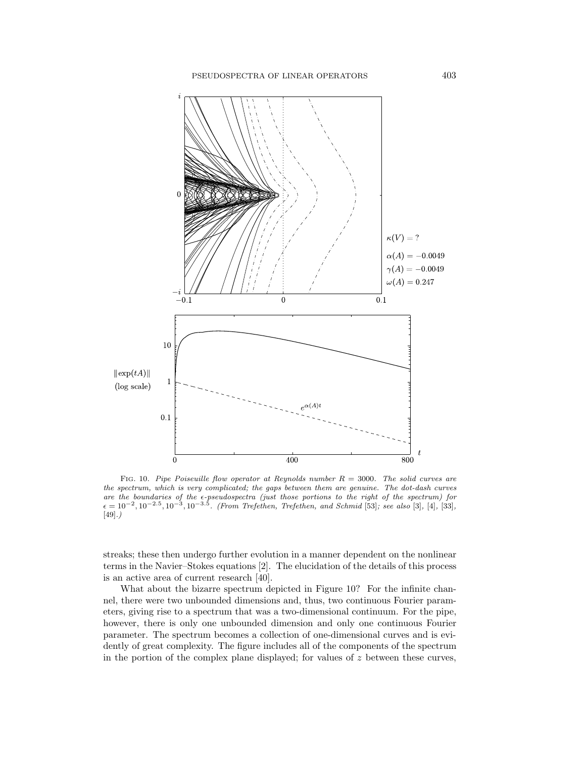FIG. 10. *Pipe Poiseuille flow operator at Reynolds number $R = 3000$. The solid curves are the spectrum, which is very complicated; the gaps between them are genuine. The dot-dash curves are the boundaries of the $\epsilon$-pseudospectra (just those portions to the right of the spectrum) for $\epsilon = 10^{-2}, 10^{-2.5}, 10^{-3}, 10^{-3.5}$. (From Trefethen, Trefethen, and Schmid* [53]*; see also* [3], [4], [33], [49].*)*

streaks; these then undergo further evolution in a manner dependent on the nonlinear terms in the Navier–Stokes equations [2]. The elucidation of the details of this process is an active area of current research [40].

What about the bizarre spectrum depicted in Figure 10? For the infinite channel, there were two unbounded dimensions and, thus, two continuous Fourier parameters, giving rise to a spectrum that was a two-dimensional continuum. For the pipe, however, there is only one unbounded dimension and only one continuous Fourier parameter. The spectrum becomes a collection of one-dimensional curves and is evidently of great complexity. The figure includes all of the components of the spectrum in the portion of the complex plane displayed; for values of $z$ between these curves,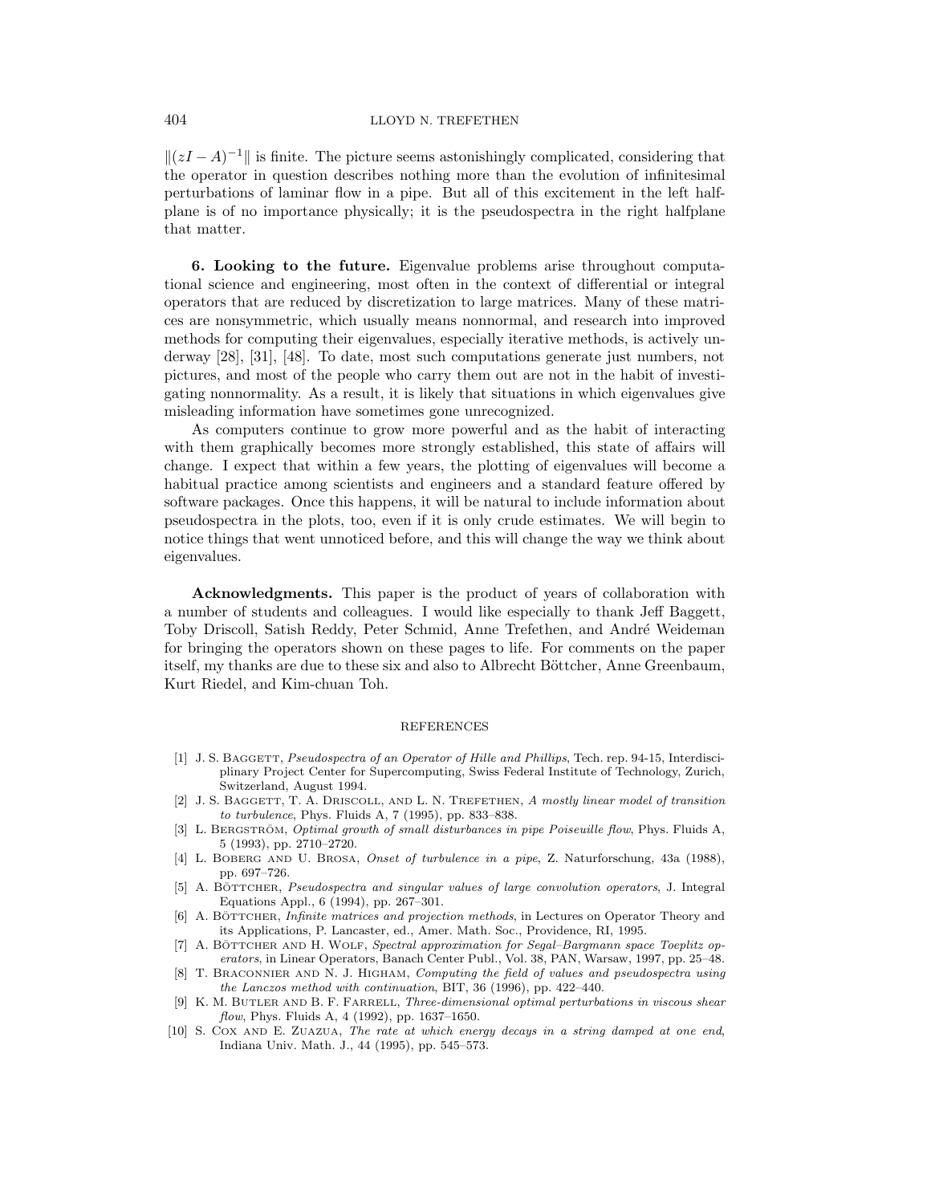$\|(zI - A)^{-1}\|$ is finite. The picture seems astonishingly complicated, considering that the operator in question describes nothing more than the evolution of infinitesimal perturbations of laminar flow in a pipe. But all of this excitement in the left halfplane is of no importance physically; it is the pseudospectra in the right halfplane that matter.

**6. Looking to the future.** Eigenvalue problems arise throughout computational science and engineering, most often in the context of differential or integral operators that are reduced by discretization to large matrices. Many of these matrices are nonsymmetric, which usually means nonnormal, and research into improved methods for computing their eigenvalues, especially iterative methods, is actively underway [28], [31], [48]. To date, most such computations generate just numbers, not pictures, and most of the people who carry them out are not in the habit of investigating nonnormality. As a result, it is likely that situations in which eigenvalues give misleading information have sometimes gone unrecognized.

As computers continue to grow more powerful and as the habit of interacting with them graphically becomes more strongly established, this state of affairs will change. I expect that within a few years, the plotting of eigenvalues will become a habitual practice among scientists and engineers and a standard feature offered by software packages. Once this happens, it will be natural to include information about pseudospectra in the plots, too, even if it is only crude estimates. We will begin to notice things that went unnoticed before, and this will change the way we think about eigenvalues.

**Acknowledgments.** This paper is the product of years of collaboration with a number of students and colleagues. I would like especially to thank Jeff Baggett, Toby Driscoll, Satish Reddy, Peter Schmid, Anne Trefethen, and André Weideman for bringing the operators shown on these pages to life. For comments on the paper itself, my thanks are due to these six and also to Albrecht Böttcher, Anne Greenbaum, Kurt Riedel, and Kim-chuan Toh.

## REFERENCES

[1] J. S. Baggett, *Pseudospectra of an Operator of Hille and Phillips*, Tech. rep. 94-15, Interdisciplinary Project Center for Supercomputing, Swiss Federal Institute of Technology, Zurich, Switzerland, August 1994.

[2] J. S. Baggett, T. A. Driscoll, and L. N. Trefethen, *A mostly linear model of transition to turbulence*, Phys. Fluids A, 7 (1995), pp. 833–838.

[3] L. Bergström, *Optimal growth of small disturbances in pipe Poiseuille flow*, Phys. Fluids A, 5 (1993), pp. 2710–2720.

[4] L. Boberg and U. Brosa, *Onset of turbulence in a pipe*, Z. Naturforschung, 43a (1988), pp. 697–726.

[5] A. Böttcher, *Pseudospectra and singular values of large convolution operators*, J. Integral Equations Appl., 6 (1994), pp. 267–301.

[6] A. Böttcher, *Infinite matrices and projection methods*, in Lectures on Operator Theory and its Applications, P. Lancaster, ed., Amer. Math. Soc., Providence, RI, 1995.

[7] A. Böttcher and H. Wolf, *Spectral approximation for Segal–Bargmann space Toeplitz operators*, in Linear Operators, Banach Center Publ., Vol. 38, PAN, Warsaw, 1997, pp. 25–48.

[8] T. Braconnier and N. J. Higham, *Computing the field of values and pseudospectra using the Lanczos method with continuation*, BIT, 36 (1996), pp. 422–440.

[9] K. M. Butler and B. F. Farrell, *Three-dimensional optimal perturbations in viscous shear flow*, Phys. Fluids A, 4 (1992), pp. 1637–1650.

[10] S. Cox and E. Zuazua, *The rate at which energy decays in a string damped at one end*, Indiana Univ. Math. J., 44 (1995), pp. 545–573.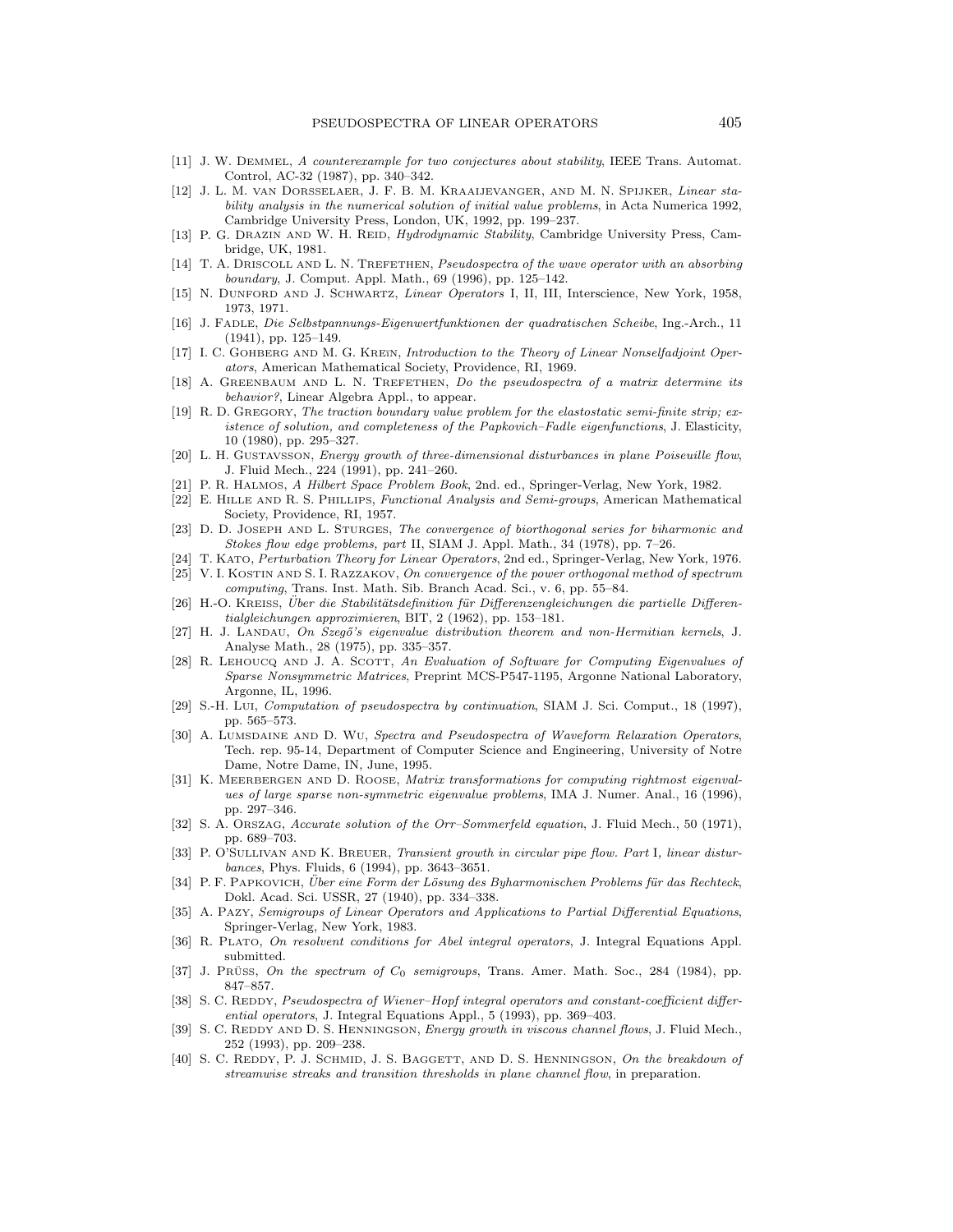[11] J. W. Demmel, *A counterexample for two conjectures about stability*, IEEE Trans. Automat. Control, AC-32 (1987), pp. 340–342.

[12] J. L. M. van Dorsselaer, J. F. B. M. Kraaijevanger, and M. N. Spijker, *Linear stability analysis in the numerical solution of initial value problems*, in Acta Numerica 1992, Cambridge University Press, London, UK, 1992, pp. 199–237.

[13] P. G. Drazin and W. H. Reid, *Hydrodynamic Stability*, Cambridge University Press, Cambridge, UK, 1981.

[14] T. A. Driscoll and L. N. Trefethen, *Pseudospectra of the wave operator with an absorbing boundary*, J. Comput. Appl. Math., 69 (1996), pp. 125–142.

[15] N. Dunford and J. Schwartz, *Linear Operators* I, II, III, Interscience, New York, 1958, 1973, 1971.

[16] J. Fadle, *Die Selbstpannungs-Eigenwertfunktionen der quadratischen Scheibe*, Ing.-Arch., 11 (1941), pp. 125–149.

[17] I. C. Gohberg and M. G. Kreĭn, *Introduction to the Theory of Linear Nonselfadjoint Operators*, American Mathematical Society, Providence, RI, 1969.

[18] A. Greenbaum and L. N. Trefethen, *Do the pseudospectra of a matrix determine its behavior?*, Linear Algebra Appl., to appear.

[19] R. D. Gregory, *The traction boundary value problem for the elastostatic semi-finite strip; existence of solution, and completeness of the Papkovich–Fadle eigenfunctions*, J. Elasticity, 10 (1980), pp. 295–327.

[20] L. H. Gustavsson, *Energy growth of three-dimensional disturbances in plane Poiseuille flow*, J. Fluid Mech., 224 (1991), pp. 241–260.

[21] P. R. Halmos, *A Hilbert Space Problem Book*, 2nd. ed., Springer-Verlag, New York, 1982.

[22] E. Hille and R. S. Phillips, *Functional Analysis and Semi-groups*, American Mathematical Society, Providence, RI, 1957.

[23] D. D. Joseph and L. Sturges, *The convergence of biorthogonal series for biharmonic and Stokes flow edge problems, part* II, SIAM J. Appl. Math., 34 (1978), pp. 7–26.

[24] T. Kato, *Perturbation Theory for Linear Operators*, 2nd ed., Springer-Verlag, New York, 1976.

[25] V. I. Kostin and S. I. Razzakov, *On convergence of the power orthogonal method of spectrum computing*, Trans. Inst. Math. Sib. Branch Acad. Sci., v. 6, pp. 55–84.

[26] H.-O. Kreiss, *Über die Stabilitätsdefinition für Differenzengleichungen die partielle Differentialgleichungen approximieren*, BIT, 2 (1962), pp. 153–181.

[27] H. J. Landau, *On Szegő's eigenvalue distribution theorem and non-Hermitian kernels*, J. Analyse Math., 28 (1975), pp. 335–357.

[28] R. Lehoucq and J. A. Scott, *An Evaluation of Software for Computing Eigenvalues of Sparse Nonsymmetric Matrices*, Preprint MCS-P547-1195, Argonne National Laboratory, Argonne, IL, 1996.

[29] S.-H. Lui, *Computation of pseudospectra by continuation*, SIAM J. Sci. Comput., 18 (1997), pp. 565–573.

[30] A. Lumsdaine and D. Wu, *Spectra and Pseudospectra of Waveform Relaxation Operators*, Tech. rep. 95-14, Department of Computer Science and Engineering, University of Notre Dame, Notre Dame, IN, June, 1995.

[31] K. Meerbergen and D. Roose, *Matrix transformations for computing rightmost eigenvalues of large sparse non-symmetric eigenvalue problems*, IMA J. Numer. Anal., 16 (1996), pp. 297–346.

[32] S. A. Orszag, *Accurate solution of the Orr–Sommerfeld equation*, J. Fluid Mech., 50 (1971), pp. 689–703.

[33] P. O'Sullivan and K. Breuer, *Transient growth in circular pipe flow. Part* I*, linear disturbances*, Phys. Fluids, 6 (1994), pp. 3643–3651.

[34] P. F. Papkovich, *Über eine Form der Lösung des Byharmonischen Problems für das Rechteck*, Dokl. Acad. Sci. USSR, 27 (1940), pp. 334–338.

[35] A. Pazy, *Semigroups of Linear Operators and Applications to Partial Differential Equations*, Springer-Verlag, New York, 1983.

[36] R. Plato, *On resolvent conditions for Abel integral operators*, J. Integral Equations Appl. submitted.

[37] J. Prüss, *On the spectrum of $C_0$ semigroups*, Trans. Amer. Math. Soc., 284 (1984), pp. 847–857.

[38] S. C. Reddy, *Pseudospectra of Wiener–Hopf integral operators and constant-coefficient differential operators*, J. Integral Equations Appl., 5 (1993), pp. 369–403.

[39] S. C. Reddy and D. S. Henningson, *Energy growth in viscous channel flows*, J. Fluid Mech., 252 (1993), pp. 209–238.

[40] S. C. Reddy, P. J. Schmid, J. S. Baggett, and D. S. Henningson, *On the breakdown of streamwise streaks and transition thresholds in plane channel flow*, in preparation.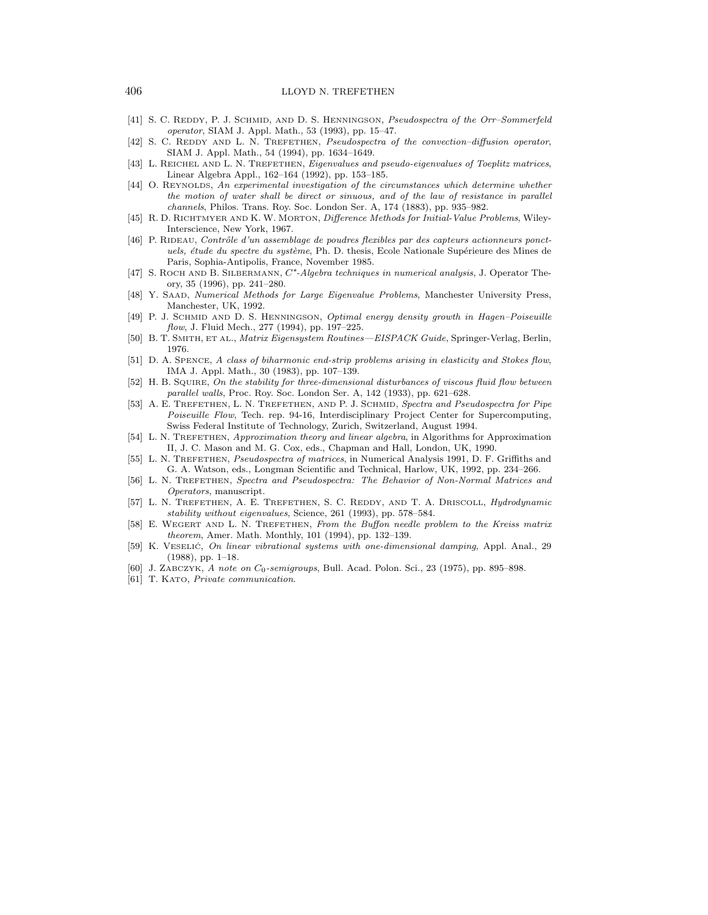[41] S. C. Reddy, P. J. Schmid, and D. S. Henningson, *Pseudospectra of the Orr–Sommerfeld operator*, SIAM J. Appl. Math., 53 (1993), pp. 15–47.

[42] S. C. Reddy and L. N. Trefethen, *Pseudospectra of the convection–diffusion operator*, SIAM J. Appl. Math., 54 (1994), pp. 1634–1649.

[43] L. Reichel and L. N. Trefethen, *Eigenvalues and pseudo-eigenvalues of Toeplitz matrices*, Linear Algebra Appl., 162–164 (1992), pp. 153–185.

[44] O. Reynolds, *An experimental investigation of the circumstances which determine whether the motion of water shall be direct or sinuous, and of the law of resistance in parallel channels*, Philos. Trans. Roy. Soc. London Ser. A, 174 (1883), pp. 935–982.

[45] R. D. Richtmyer and K. W. Morton, *Difference Methods for Initial-Value Problems*, Wiley-Interscience, New York, 1967.

[46] P. Rideau, *Contrôle d'un assemblage de poudres flexibles par des capteurs actionneurs ponctuels, étude du spectre du système*, Ph. D. thesis, Ecole Nationale Supérieure des Mines de Paris, Sophia-Antipolis, France, November 1985.

[47] S. Roch and B. Silbermann, *$C^*$-Algebra techniques in numerical analysis*, J. Operator Theory, 35 (1996), pp. 241–280.

[48] Y. Saad, *Numerical Methods for Large Eigenvalue Problems*, Manchester University Press, Manchester, UK, 1992.

[49] P. J. Schmid and D. S. Henningson, *Optimal energy density growth in Hagen–Poiseuille flow*, J. Fluid Mech., 277 (1994), pp. 197–225.

[50] B. T. Smith, et al., *Matrix Eigensystem Routines—EISPACK Guide*, Springer-Verlag, Berlin, 1976.

[51] D. A. Spence, *A class of biharmonic end-strip problems arising in elasticity and Stokes flow*, IMA J. Appl. Math., 30 (1983), pp. 107–139.

[52] H. B. Squire, *On the stability for three-dimensional disturbances of viscous fluid flow between parallel walls*, Proc. Roy. Soc. London Ser. A, 142 (1933), pp. 621–628.

[53] A. E. Trefethen, L. N. Trefethen, and P. J. Schmid, *Spectra and Pseudospectra for Pipe Poiseuille Flow*, Tech. rep. 94-16, Interdisciplinary Project Center for Supercomputing, Swiss Federal Institute of Technology, Zurich, Switzerland, August 1994.

[54] L. N. Trefethen, *Approximation theory and linear algebra*, in Algorithms for Approximation II, J. C. Mason and M. G. Cox, eds., Chapman and Hall, London, UK, 1990.

[55] L. N. Trefethen, *Pseudospectra of matrices*, in Numerical Analysis 1991, D. F. Griffiths and G. A. Watson, eds., Longman Scientific and Technical, Harlow, UK, 1992, pp. 234–266.

[56] L. N. Trefethen, *Spectra and Pseudospectra: The Behavior of Non-Normal Matrices and Operators*, manuscript.

[57] L. N. Trefethen, A. E. Trefethen, S. C. Reddy, and T. A. Driscoll, *Hydrodynamic stability without eigenvalues*, Science, 261 (1993), pp. 578–584.

[58] E. Wegert and L. N. Trefethen, *From the Buffon needle problem to the Kreiss matrix theorem*, Amer. Math. Monthly, 101 (1994), pp. 132–139.

[59] K. Veselić, *On linear vibrational systems with one-dimensional damping*, Appl. Anal., 29 (1988), pp. 1–18.

[60] J. Zabczyk, *A note on $C_0$-semigroups*, Bull. Acad. Polon. Sci., 23 (1975), pp. 895–898.

[61] T. Kato, *Private communication*.